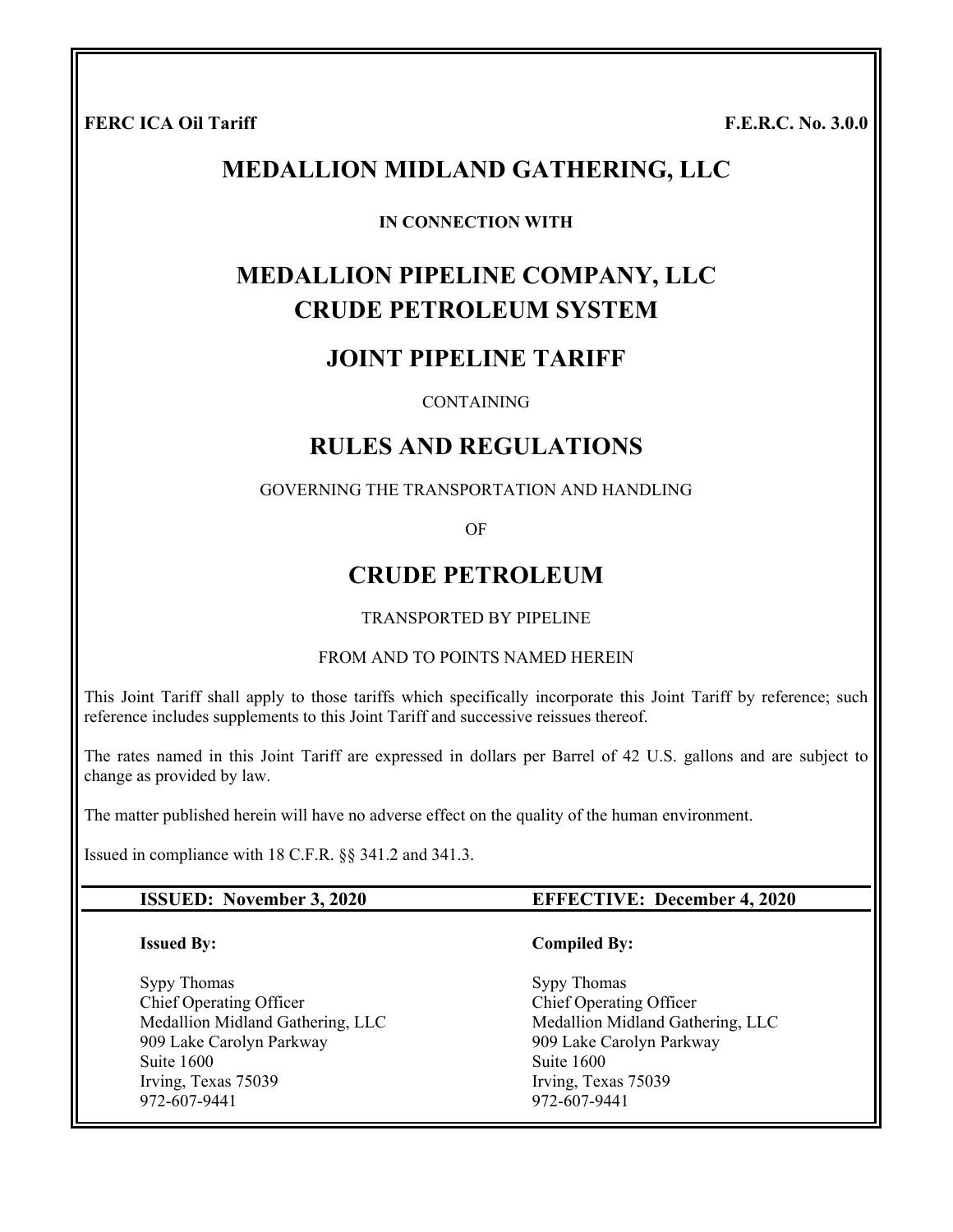**FERC ICA Oil Tariff** **F.E.R.C. No. 3.0.0**

# MEDALLION MIDLAND GATHERING, LLC

**IN CONNECTION WITH**

# MEDALLION PIPELINE COMPANY, LLC
# CRUDE PETROLEUM SYSTEM

## JOINT PIPELINE TARIFF

CONTAINING

## RULES AND REGULATIONS

GOVERNING THE TRANSPORTATION AND HANDLING

OF

## CRUDE PETROLEUM

TRANSPORTED BY PIPELINE

FROM AND TO POINTS NAMED HEREIN

This Joint Tariff shall apply to those tariffs which specifically incorporate this Joint Tariff by reference; such reference includes supplements to this Joint Tariff and successive reissues thereof.

The rates named in this Joint Tariff are expressed in dollars per Barrel of 42 U.S. gallons and are subject to change as provided by law.

The matter published herein will have no adverse effect on the quality of the human environment.

Issued in compliance with 18 C.F.R. §§ 341.2 and 341.3.

**ISSUED: November 3, 2020** **EFFECTIVE: December 4, 2020**

**Issued By:**

Sypy Thomas
Chief Operating Officer
Medallion Midland Gathering, LLC
909 Lake Carolyn Parkway
Suite 1600
Irving, Texas 75039
972-607-9441

**Compiled By:**

Sypy Thomas
Chief Operating Officer
Medallion Midland Gathering, LLC
909 Lake Carolyn Parkway
Suite 1600
Irving, Texas 75039
972-607-9441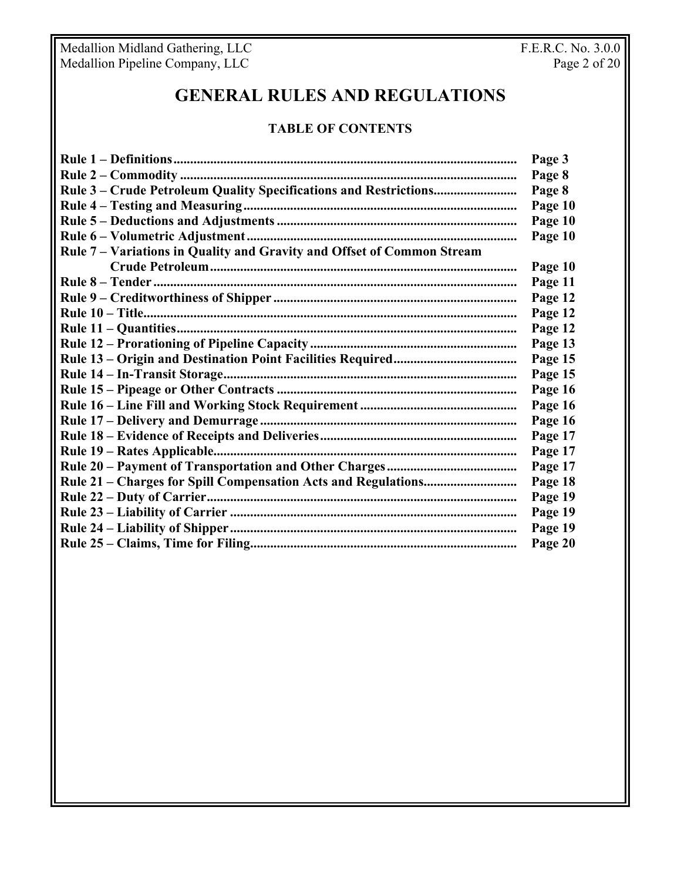# GENERAL RULES AND REGULATIONS

## TABLE OF CONTENTS

| | |
|---|---|
| **Rule 1 – Definitions** | **Page 3** |
| **Rule 2 – Commodity** | **Page 8** |
| **Rule 3 – Crude Petroleum Quality Specifications and Restrictions** | **Page 8** |
| **Rule 4 – Testing and Measuring** | **Page 10** |
| **Rule 5 – Deductions and Adjustments** | **Page 10** |
| **Rule 6 – Volumetric Adjustment** | **Page 10** |
| **Rule 7 – Variations in Quality and Gravity and Offset of Common Stream Crude Petroleum** | **Page 10** |
| **Rule 8 – Tender** | **Page 11** |
| **Rule 9 – Creditworthiness of Shipper** | **Page 12** |
| **Rule 10 – Title** | **Page 12** |
| **Rule 11 – Quantities** | **Page 12** |
| **Rule 12 – Prorationing of Pipeline Capacity** | **Page 13** |
| **Rule 13 – Origin and Destination Point Facilities Required** | **Page 15** |
| **Rule 14 – In-Transit Storage** | **Page 15** |
| **Rule 15 – Pipeage or Other Contracts** | **Page 16** |
| **Rule 16 – Line Fill and Working Stock Requirement** | **Page 16** |
| **Rule 17 – Delivery and Demurrage** | **Page 16** |
| **Rule 18 – Evidence of Receipts and Deliveries** | **Page 17** |
| **Rule 19 – Rates Applicable** | **Page 17** |
| **Rule 20 – Payment of Transportation and Other Charges** | **Page 17** |
| **Rule 21 – Charges for Spill Compensation Acts and Regulations** | **Page 18** |
| **Rule 22 – Duty of Carrier** | **Page 19** |
| **Rule 23 – Liability of Carrier** | **Page 19** |
| **Rule 24 – Liability of Shipper** | **Page 19** |
| **Rule 25 – Claims, Time for Filing** | **Page 20** |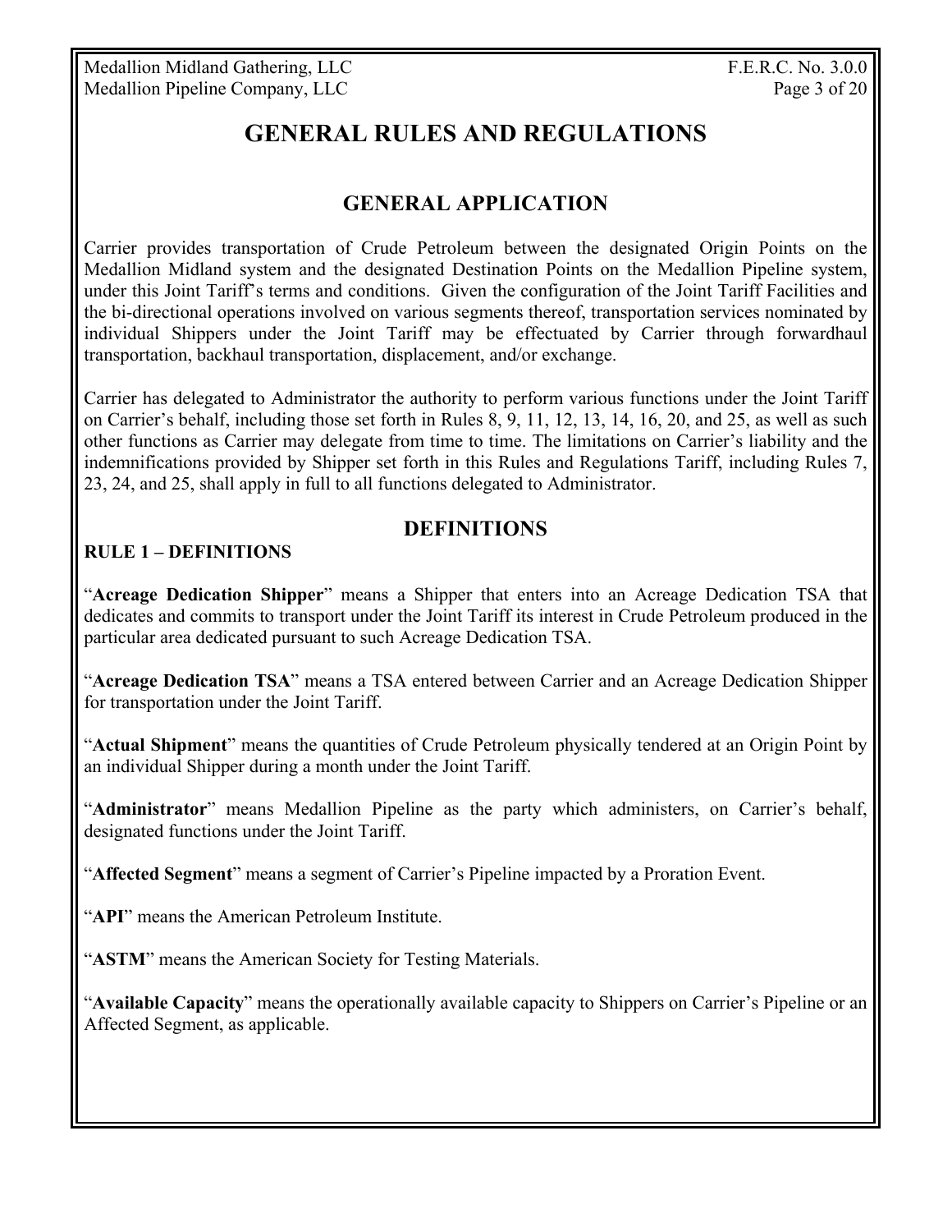# GENERAL RULES AND REGULATIONS

## GENERAL APPLICATION

Carrier provides transportation of Crude Petroleum between the designated Origin Points on the Medallion Midland system and the designated Destination Points on the Medallion Pipeline system, under this Joint Tariff's terms and conditions. Given the configuration of the Joint Tariff Facilities and the bi-directional operations involved on various segments thereof, transportation services nominated by individual Shippers under the Joint Tariff may be effectuated by Carrier through forwardhaul transportation, backhaul transportation, displacement, and/or exchange.

Carrier has delegated to Administrator the authority to perform various functions under the Joint Tariff on Carrier's behalf, including those set forth in Rules 8, 9, 11, 12, 13, 14, 16, 20, and 25, as well as such other functions as Carrier may delegate from time to time. The limitations on Carrier's liability and the indemnifications provided by Shipper set forth in this Rules and Regulations Tariff, including Rules 7, 23, 24, and 25, shall apply in full to all functions delegated to Administrator.

## DEFINITIONS

### RULE 1 – DEFINITIONS

"**Acreage Dedication Shipper**" means a Shipper that enters into an Acreage Dedication TSA that dedicates and commits to transport under the Joint Tariff its interest in Crude Petroleum produced in the particular area dedicated pursuant to such Acreage Dedication TSA.

"**Acreage Dedication TSA**" means a TSA entered between Carrier and an Acreage Dedication Shipper for transportation under the Joint Tariff.

"**Actual Shipment**" means the quantities of Crude Petroleum physically tendered at an Origin Point by an individual Shipper during a month under the Joint Tariff.

"**Administrator**" means Medallion Pipeline as the party which administers, on Carrier's behalf, designated functions under the Joint Tariff.

"**Affected Segment**" means a segment of Carrier's Pipeline impacted by a Proration Event.

"**API**" means the American Petroleum Institute.

"**ASTM**" means the American Society for Testing Materials.

"**Available Capacity**" means the operationally available capacity to Shippers on Carrier's Pipeline or an Affected Segment, as applicable.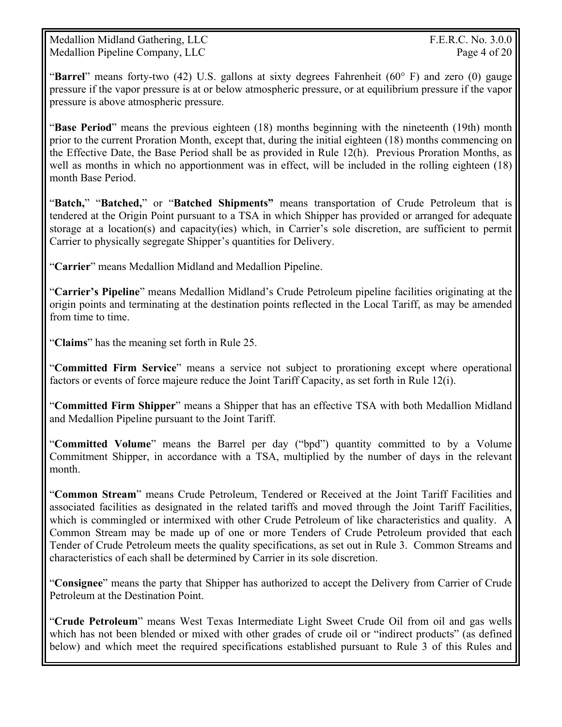"**Barrel**" means forty-two (42) U.S. gallons at sixty degrees Fahrenheit (60° F) and zero (0) gauge pressure if the vapor pressure is at or below atmospheric pressure, or at equilibrium pressure if the vapor pressure is above atmospheric pressure.

"**Base Period**" means the previous eighteen (18) months beginning with the nineteenth (19th) month prior to the current Proration Month, except that, during the initial eighteen (18) months commencing on the Effective Date, the Base Period shall be as provided in Rule 12(h). Previous Proration Months, as well as months in which no apportionment was in effect, will be included in the rolling eighteen (18) month Base Period.

"**Batch,**" "**Batched,**" or "**Batched Shipments**" means transportation of Crude Petroleum that is tendered at the Origin Point pursuant to a TSA in which Shipper has provided or arranged for adequate storage at a location(s) and capacity(ies) which, in Carrier's sole discretion, are sufficient to permit Carrier to physically segregate Shipper's quantities for Delivery.

"**Carrier**" means Medallion Midland and Medallion Pipeline.

"**Carrier's Pipeline**" means Medallion Midland's Crude Petroleum pipeline facilities originating at the origin points and terminating at the destination points reflected in the Local Tariff, as may be amended from time to time.

"**Claims**" has the meaning set forth in Rule 25.

"**Committed Firm Service**" means a service not subject to prorationing except where operational factors or events of force majeure reduce the Joint Tariff Capacity, as set forth in Rule 12(i).

"**Committed Firm Shipper**" means a Shipper that has an effective TSA with both Medallion Midland and Medallion Pipeline pursuant to the Joint Tariff.

"**Committed Volume**" means the Barrel per day ("bpd") quantity committed to by a Volume Commitment Shipper, in accordance with a TSA, multiplied by the number of days in the relevant month.

"**Common Stream**" means Crude Petroleum, Tendered or Received at the Joint Tariff Facilities and associated facilities as designated in the related tariffs and moved through the Joint Tariff Facilities, which is commingled or intermixed with other Crude Petroleum of like characteristics and quality. A Common Stream may be made up of one or more Tenders of Crude Petroleum provided that each Tender of Crude Petroleum meets the quality specifications, as set out in Rule 3. Common Streams and characteristics of each shall be determined by Carrier in its sole discretion.

"**Consignee**" means the party that Shipper has authorized to accept the Delivery from Carrier of Crude Petroleum at the Destination Point.

"**Crude Petroleum**" means West Texas Intermediate Light Sweet Crude Oil from oil and gas wells which has not been blended or mixed with other grades of crude oil or "indirect products" (as defined below) and which meet the required specifications established pursuant to Rule 3 of this Rules and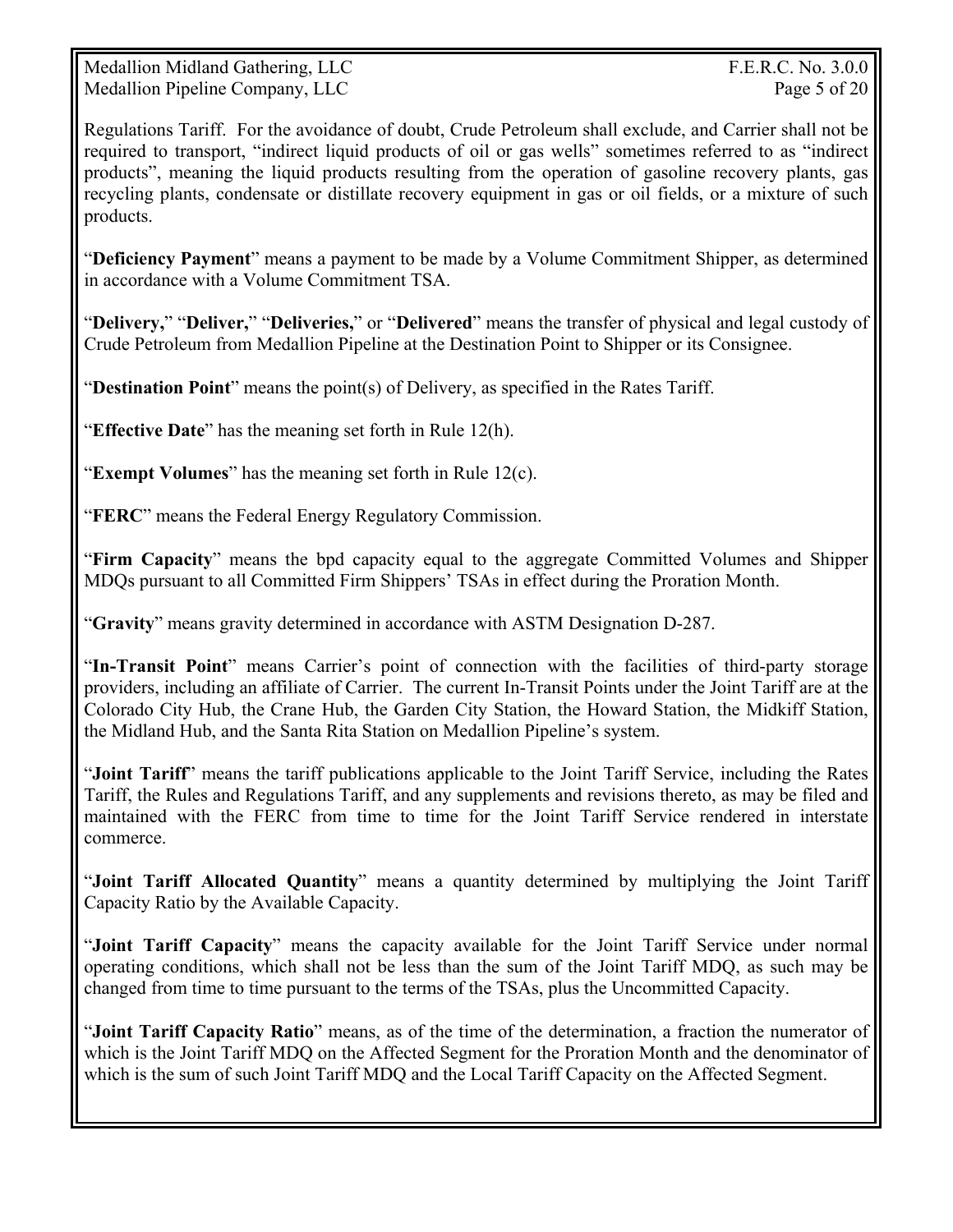Regulations Tariff. For the avoidance of doubt, Crude Petroleum shall exclude, and Carrier shall not be required to transport, "indirect liquid products of oil or gas wells" sometimes referred to as "indirect products", meaning the liquid products resulting from the operation of gasoline recovery plants, gas recycling plants, condensate or distillate recovery equipment in gas or oil fields, or a mixture of such products.

"**Deficiency Payment**" means a payment to be made by a Volume Commitment Shipper, as determined in accordance with a Volume Commitment TSA.

"**Delivery,**" "**Deliver,**" "**Deliveries,**" or "**Delivered**" means the transfer of physical and legal custody of Crude Petroleum from Medallion Pipeline at the Destination Point to Shipper or its Consignee.

"**Destination Point**" means the point(s) of Delivery, as specified in the Rates Tariff.

"**Effective Date**" has the meaning set forth in Rule 12(h).

"**Exempt Volumes**" has the meaning set forth in Rule 12(c).

"**FERC**" means the Federal Energy Regulatory Commission.

"**Firm Capacity**" means the bpd capacity equal to the aggregate Committed Volumes and Shipper MDQs pursuant to all Committed Firm Shippers' TSAs in effect during the Proration Month.

"**Gravity**" means gravity determined in accordance with ASTM Designation D-287.

"**In-Transit Point**" means Carrier's point of connection with the facilities of third-party storage providers, including an affiliate of Carrier. The current In-Transit Points under the Joint Tariff are at the Colorado City Hub, the Crane Hub, the Garden City Station, the Howard Station, the Midkiff Station, the Midland Hub, and the Santa Rita Station on Medallion Pipeline's system.

"**Joint Tariff**" means the tariff publications applicable to the Joint Tariff Service, including the Rates Tariff, the Rules and Regulations Tariff, and any supplements and revisions thereto, as may be filed and maintained with the FERC from time to time for the Joint Tariff Service rendered in interstate commerce.

"**Joint Tariff Allocated Quantity**" means a quantity determined by multiplying the Joint Tariff Capacity Ratio by the Available Capacity.

"**Joint Tariff Capacity**" means the capacity available for the Joint Tariff Service under normal operating conditions, which shall not be less than the sum of the Joint Tariff MDQ, as such may be changed from time to time pursuant to the terms of the TSAs, plus the Uncommitted Capacity.

"**Joint Tariff Capacity Ratio**" means, as of the time of the determination, a fraction the numerator of which is the Joint Tariff MDQ on the Affected Segment for the Proration Month and the denominator of which is the sum of such Joint Tariff MDQ and the Local Tariff Capacity on the Affected Segment.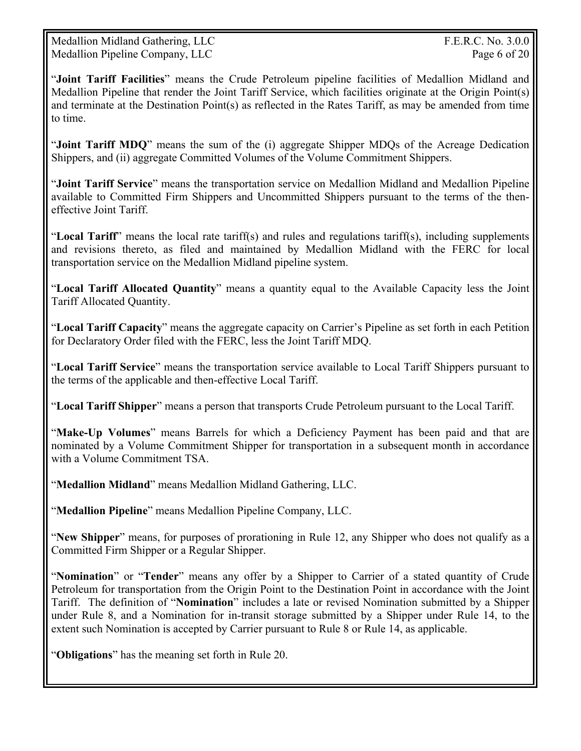"**Joint Tariff Facilities**" means the Crude Petroleum pipeline facilities of Medallion Midland and Medallion Pipeline that render the Joint Tariff Service, which facilities originate at the Origin Point(s) and terminate at the Destination Point(s) as reflected in the Rates Tariff, as may be amended from time to time.

"**Joint Tariff MDQ**" means the sum of the (i) aggregate Shipper MDQs of the Acreage Dedication Shippers, and (ii) aggregate Committed Volumes of the Volume Commitment Shippers.

"**Joint Tariff Service**" means the transportation service on Medallion Midland and Medallion Pipeline available to Committed Firm Shippers and Uncommitted Shippers pursuant to the terms of the then-effective Joint Tariff.

"**Local Tariff**" means the local rate tariff(s) and rules and regulations tariff(s), including supplements and revisions thereto, as filed and maintained by Medallion Midland with the FERC for local transportation service on the Medallion Midland pipeline system.

"**Local Tariff Allocated Quantity**" means a quantity equal to the Available Capacity less the Joint Tariff Allocated Quantity.

"**Local Tariff Capacity**" means the aggregate capacity on Carrier's Pipeline as set forth in each Petition for Declaratory Order filed with the FERC, less the Joint Tariff MDQ.

"**Local Tariff Service**" means the transportation service available to Local Tariff Shippers pursuant to the terms of the applicable and then-effective Local Tariff.

"**Local Tariff Shipper**" means a person that transports Crude Petroleum pursuant to the Local Tariff.

"**Make-Up Volumes**" means Barrels for which a Deficiency Payment has been paid and that are nominated by a Volume Commitment Shipper for transportation in a subsequent month in accordance with a Volume Commitment TSA.

"**Medallion Midland**" means Medallion Midland Gathering, LLC.

"**Medallion Pipeline**" means Medallion Pipeline Company, LLC.

"**New Shipper**" means, for purposes of prorationing in Rule 12, any Shipper who does not qualify as a Committed Firm Shipper or a Regular Shipper.

"**Nomination**" or "**Tender**" means any offer by a Shipper to Carrier of a stated quantity of Crude Petroleum for transportation from the Origin Point to the Destination Point in accordance with the Joint Tariff. The definition of "**Nomination**" includes a late or revised Nomination submitted by a Shipper under Rule 8, and a Nomination for in-transit storage submitted by a Shipper under Rule 14, to the extent such Nomination is accepted by Carrier pursuant to Rule 8 or Rule 14, as applicable.

"**Obligations**" has the meaning set forth in Rule 20.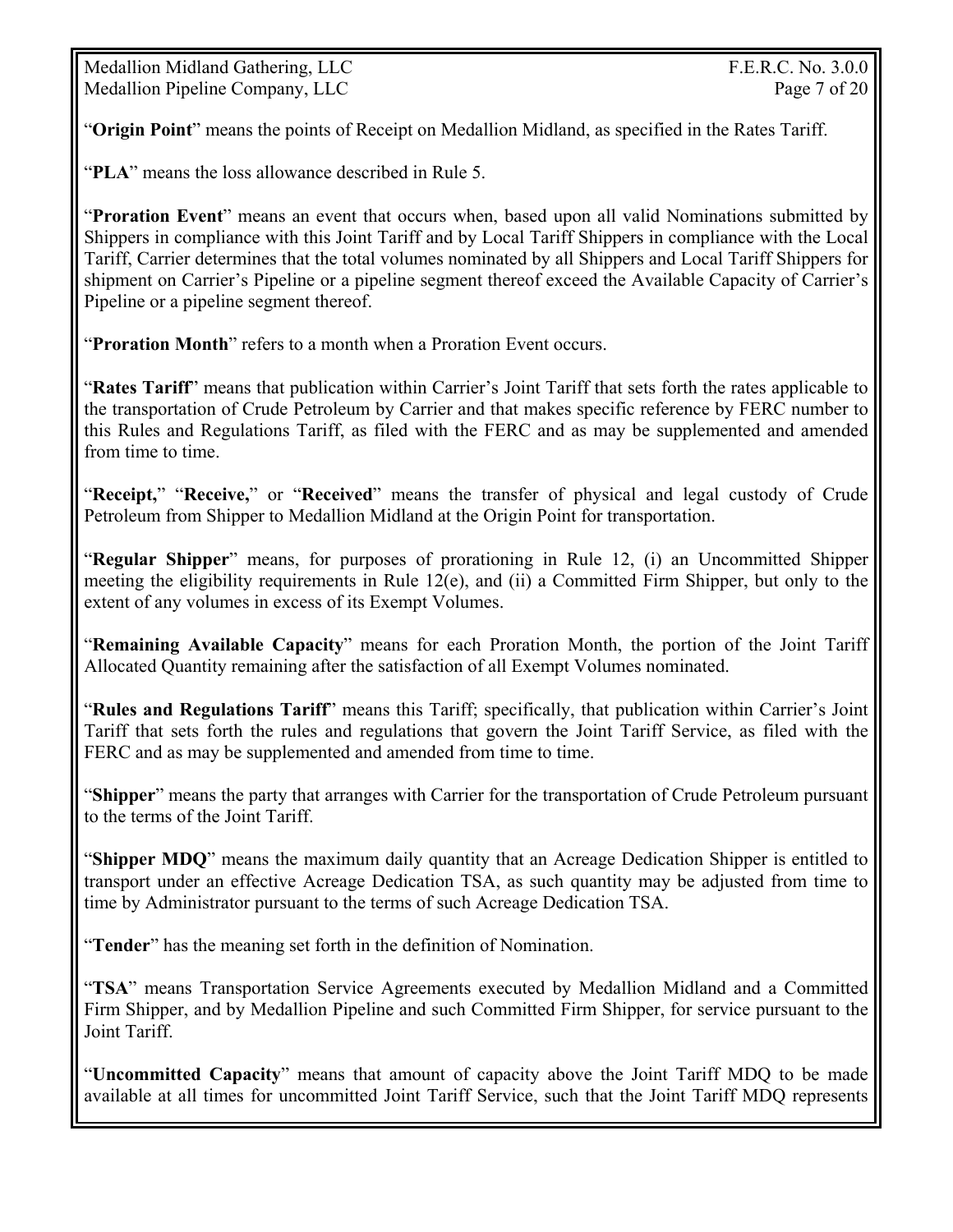"**Origin Point**" means the points of Receipt on Medallion Midland, as specified in the Rates Tariff.

"**PLA**" means the loss allowance described in Rule 5.

"**Proration Event**" means an event that occurs when, based upon all valid Nominations submitted by Shippers in compliance with this Joint Tariff and by Local Tariff Shippers in compliance with the Local Tariff, Carrier determines that the total volumes nominated by all Shippers and Local Tariff Shippers for shipment on Carrier's Pipeline or a pipeline segment thereof exceed the Available Capacity of Carrier's Pipeline or a pipeline segment thereof.

"**Proration Month**" refers to a month when a Proration Event occurs.

"**Rates Tariff**" means that publication within Carrier's Joint Tariff that sets forth the rates applicable to the transportation of Crude Petroleum by Carrier and that makes specific reference by FERC number to this Rules and Regulations Tariff, as filed with the FERC and as may be supplemented and amended from time to time.

"**Receipt,**" "**Receive,**" or "**Received**" means the transfer of physical and legal custody of Crude Petroleum from Shipper to Medallion Midland at the Origin Point for transportation.

"**Regular Shipper**" means, for purposes of prorationing in Rule 12, (i) an Uncommitted Shipper meeting the eligibility requirements in Rule 12(e), and (ii) a Committed Firm Shipper, but only to the extent of any volumes in excess of its Exempt Volumes.

"**Remaining Available Capacity**" means for each Proration Month, the portion of the Joint Tariff Allocated Quantity remaining after the satisfaction of all Exempt Volumes nominated.

"**Rules and Regulations Tariff**" means this Tariff; specifically, that publication within Carrier's Joint Tariff that sets forth the rules and regulations that govern the Joint Tariff Service, as filed with the FERC and as may be supplemented and amended from time to time.

"**Shipper**" means the party that arranges with Carrier for the transportation of Crude Petroleum pursuant to the terms of the Joint Tariff.

"**Shipper MDQ**" means the maximum daily quantity that an Acreage Dedication Shipper is entitled to transport under an effective Acreage Dedication TSA, as such quantity may be adjusted from time to time by Administrator pursuant to the terms of such Acreage Dedication TSA.

"**Tender**" has the meaning set forth in the definition of Nomination.

"**TSA**" means Transportation Service Agreements executed by Medallion Midland and a Committed Firm Shipper, and by Medallion Pipeline and such Committed Firm Shipper, for service pursuant to the Joint Tariff.

"**Uncommitted Capacity**" means that amount of capacity above the Joint Tariff MDQ to be made available at all times for uncommitted Joint Tariff Service, such that the Joint Tariff MDQ represents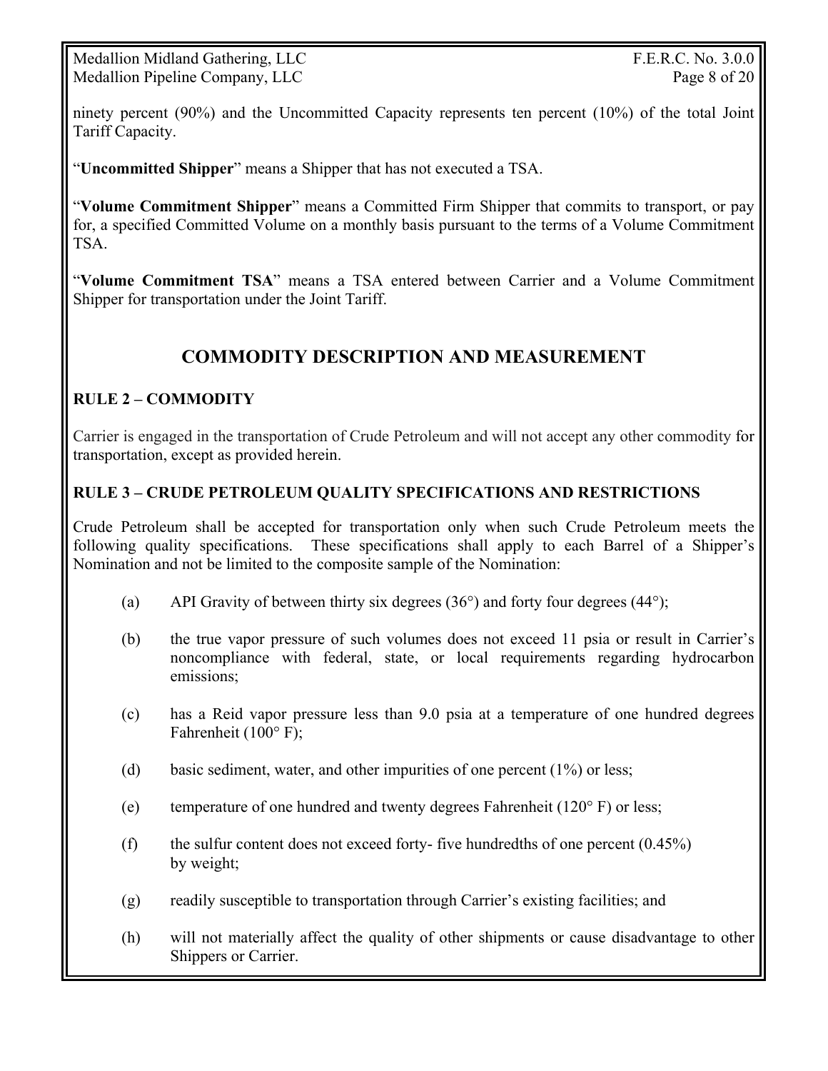ninety percent (90%) and the Uncommitted Capacity represents ten percent (10%) of the total Joint Tariff Capacity.

"**Uncommitted Shipper**" means a Shipper that has not executed a TSA.

"**Volume Commitment Shipper**" means a Committed Firm Shipper that commits to transport, or pay for, a specified Committed Volume on a monthly basis pursuant to the terms of a Volume Commitment TSA.

"**Volume Commitment TSA**" means a TSA entered between Carrier and a Volume Commitment Shipper for transportation under the Joint Tariff.

## COMMODITY DESCRIPTION AND MEASUREMENT

### RULE 2 – COMMODITY

Carrier is engaged in the transportation of Crude Petroleum and will not accept any other commodity for transportation, except as provided herein.

### RULE 3 – CRUDE PETROLEUM QUALITY SPECIFICATIONS AND RESTRICTIONS

Crude Petroleum shall be accepted for transportation only when such Crude Petroleum meets the following quality specifications. These specifications shall apply to each Barrel of a Shipper's Nomination and not be limited to the composite sample of the Nomination:

(a) API Gravity of between thirty six degrees (36°) and forty four degrees (44°);

(b) the true vapor pressure of such volumes does not exceed 11 psia or result in Carrier's noncompliance with federal, state, or local requirements regarding hydrocarbon emissions;

(c) has a Reid vapor pressure less than 9.0 psia at a temperature of one hundred degrees Fahrenheit (100° F);

(d) basic sediment, water, and other impurities of one percent (1%) or less;

(e) temperature of one hundred and twenty degrees Fahrenheit (120° F) or less;

(f) the sulfur content does not exceed forty- five hundredths of one percent (0.45%) by weight;

(g) readily susceptible to transportation through Carrier's existing facilities; and

(h) will not materially affect the quality of other shipments or cause disadvantage to other Shippers or Carrier.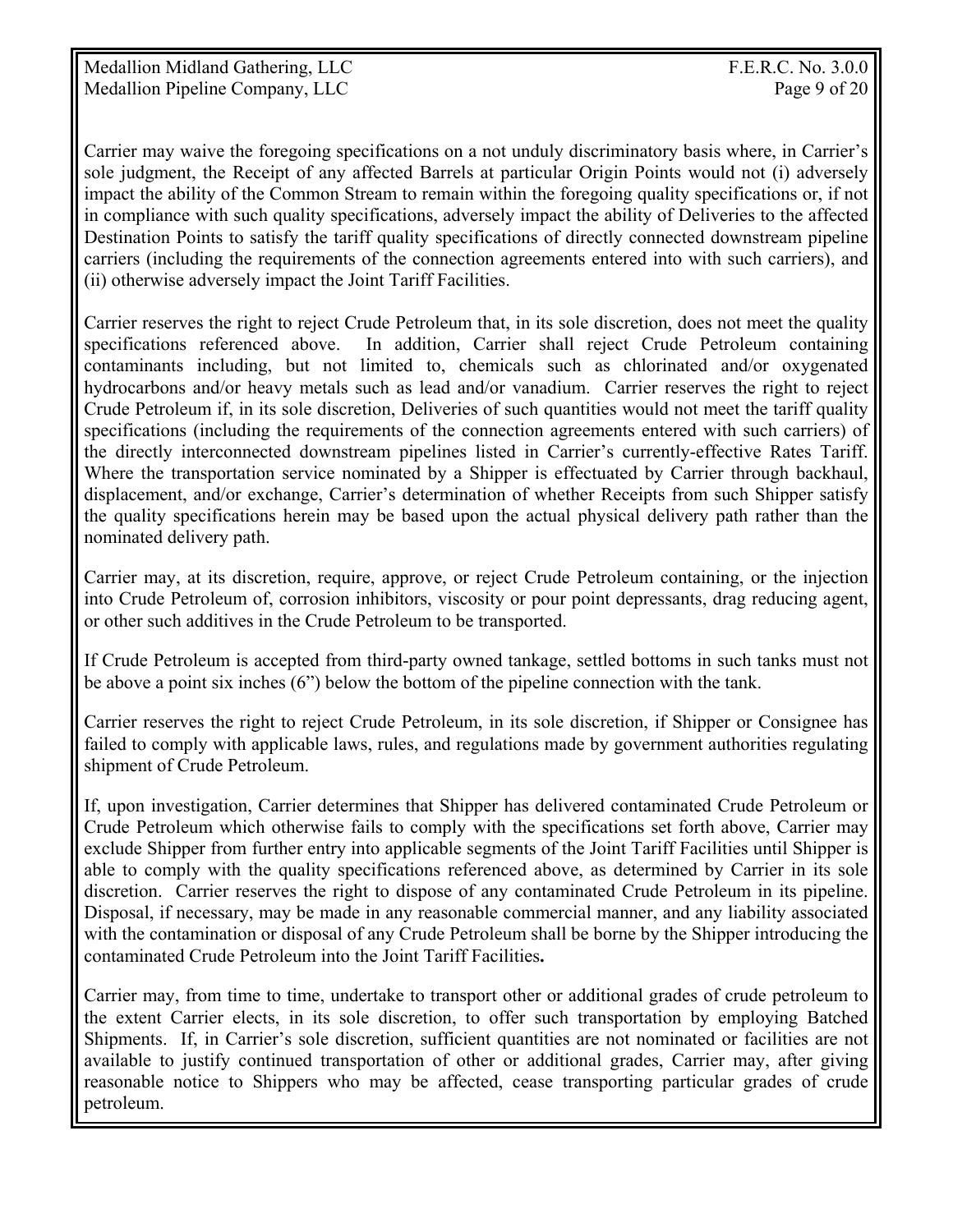Carrier may waive the foregoing specifications on a not unduly discriminatory basis where, in Carrier's sole judgment, the Receipt of any affected Barrels at particular Origin Points would not (i) adversely impact the ability of the Common Stream to remain within the foregoing quality specifications or, if not in compliance with such quality specifications, adversely impact the ability of Deliveries to the affected Destination Points to satisfy the tariff quality specifications of directly connected downstream pipeline carriers (including the requirements of the connection agreements entered into with such carriers), and (ii) otherwise adversely impact the Joint Tariff Facilities.

Carrier reserves the right to reject Crude Petroleum that, in its sole discretion, does not meet the quality specifications referenced above. In addition, Carrier shall reject Crude Petroleum containing contaminants including, but not limited to, chemicals such as chlorinated and/or oxygenated hydrocarbons and/or heavy metals such as lead and/or vanadium. Carrier reserves the right to reject Crude Petroleum if, in its sole discretion, Deliveries of such quantities would not meet the tariff quality specifications (including the requirements of the connection agreements entered with such carriers) of the directly interconnected downstream pipelines listed in Carrier's currently-effective Rates Tariff. Where the transportation service nominated by a Shipper is effectuated by Carrier through backhaul, displacement, and/or exchange, Carrier's determination of whether Receipts from such Shipper satisfy the quality specifications herein may be based upon the actual physical delivery path rather than the nominated delivery path.

Carrier may, at its discretion, require, approve, or reject Crude Petroleum containing, or the injection into Crude Petroleum of, corrosion inhibitors, viscosity or pour point depressants, drag reducing agent, or other such additives in the Crude Petroleum to be transported.

If Crude Petroleum is accepted from third-party owned tankage, settled bottoms in such tanks must not be above a point six inches (6") below the bottom of the pipeline connection with the tank.

Carrier reserves the right to reject Crude Petroleum, in its sole discretion, if Shipper or Consignee has failed to comply with applicable laws, rules, and regulations made by government authorities regulating shipment of Crude Petroleum.

If, upon investigation, Carrier determines that Shipper has delivered contaminated Crude Petroleum or Crude Petroleum which otherwise fails to comply with the specifications set forth above, Carrier may exclude Shipper from further entry into applicable segments of the Joint Tariff Facilities until Shipper is able to comply with the quality specifications referenced above, as determined by Carrier in its sole discretion. Carrier reserves the right to dispose of any contaminated Crude Petroleum in its pipeline. Disposal, if necessary, may be made in any reasonable commercial manner, and any liability associated with the contamination or disposal of any Crude Petroleum shall be borne by the Shipper introducing the contaminated Crude Petroleum into the Joint Tariff Facilities**.**

Carrier may, from time to time, undertake to transport other or additional grades of crude petroleum to the extent Carrier elects, in its sole discretion, to offer such transportation by employing Batched Shipments. If, in Carrier's sole discretion, sufficient quantities are not nominated or facilities are not available to justify continued transportation of other or additional grades, Carrier may, after giving reasonable notice to Shippers who may be affected, cease transporting particular grades of crude petroleum.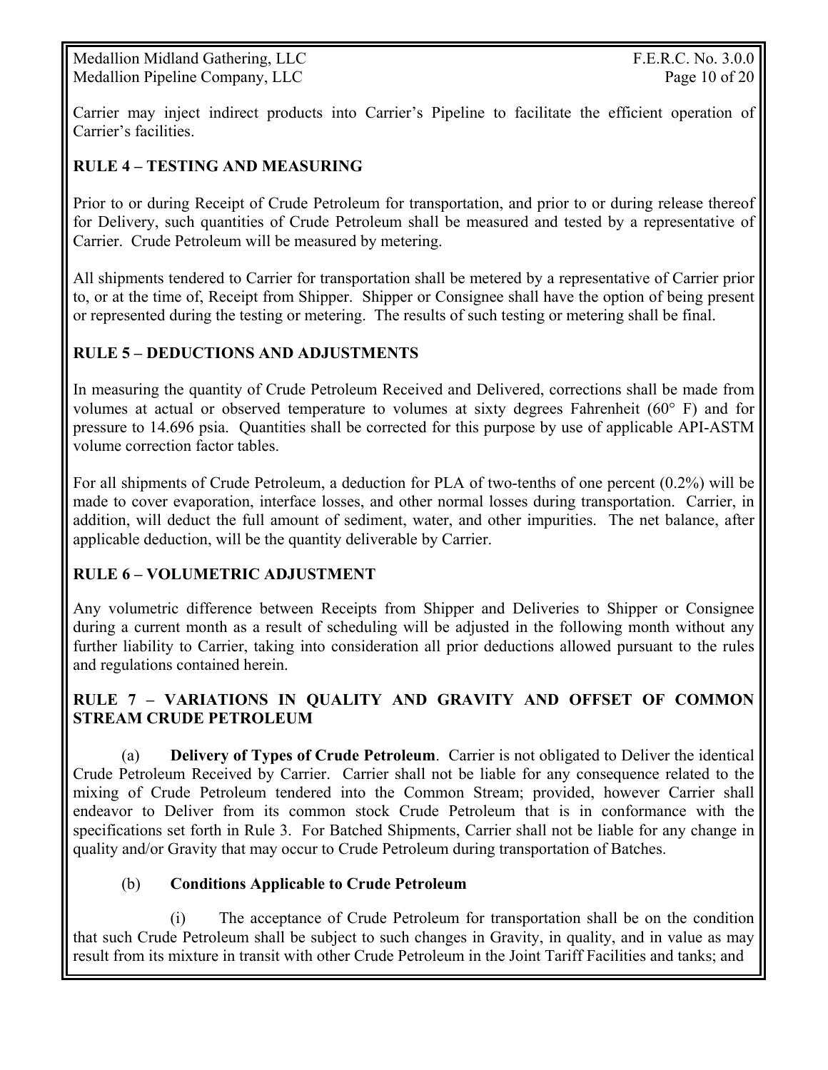Carrier may inject indirect products into Carrier's Pipeline to facilitate the efficient operation of Carrier's facilities.

## RULE 4 – TESTING AND MEASURING

Prior to or during Receipt of Crude Petroleum for transportation, and prior to or during release thereof for Delivery, such quantities of Crude Petroleum shall be measured and tested by a representative of Carrier. Crude Petroleum will be measured by metering.

All shipments tendered to Carrier for transportation shall be metered by a representative of Carrier prior to, or at the time of, Receipt from Shipper. Shipper or Consignee shall have the option of being present or represented during the testing or metering. The results of such testing or metering shall be final.

## RULE 5 – DEDUCTIONS AND ADJUSTMENTS

In measuring the quantity of Crude Petroleum Received and Delivered, corrections shall be made from volumes at actual or observed temperature to volumes at sixty degrees Fahrenheit (60° F) and for pressure to 14.696 psia. Quantities shall be corrected for this purpose by use of applicable API-ASTM volume correction factor tables.

For all shipments of Crude Petroleum, a deduction for PLA of two-tenths of one percent (0.2%) will be made to cover evaporation, interface losses, and other normal losses during transportation. Carrier, in addition, will deduct the full amount of sediment, water, and other impurities. The net balance, after applicable deduction, will be the quantity deliverable by Carrier.

## RULE 6 – VOLUMETRIC ADJUSTMENT

Any volumetric difference between Receipts from Shipper and Deliveries to Shipper or Consignee during a current month as a result of scheduling will be adjusted in the following month without any further liability to Carrier, taking into consideration all prior deductions allowed pursuant to the rules and regulations contained herein.

## RULE 7 – VARIATIONS IN QUALITY AND GRAVITY AND OFFSET OF COMMON STREAM CRUDE PETROLEUM

(a) **Delivery of Types of Crude Petroleum**. Carrier is not obligated to Deliver the identical Crude Petroleum Received by Carrier. Carrier shall not be liable for any consequence related to the mixing of Crude Petroleum tendered into the Common Stream; provided, however Carrier shall endeavor to Deliver from its common stock Crude Petroleum that is in conformance with the specifications set forth in Rule 3. For Batched Shipments, Carrier shall not be liable for any change in quality and/or Gravity that may occur to Crude Petroleum during transportation of Batches.

(b) **Conditions Applicable to Crude Petroleum**

(i) The acceptance of Crude Petroleum for transportation shall be on the condition that such Crude Petroleum shall be subject to such changes in Gravity, in quality, and in value as may result from its mixture in transit with other Crude Petroleum in the Joint Tariff Facilities and tanks; and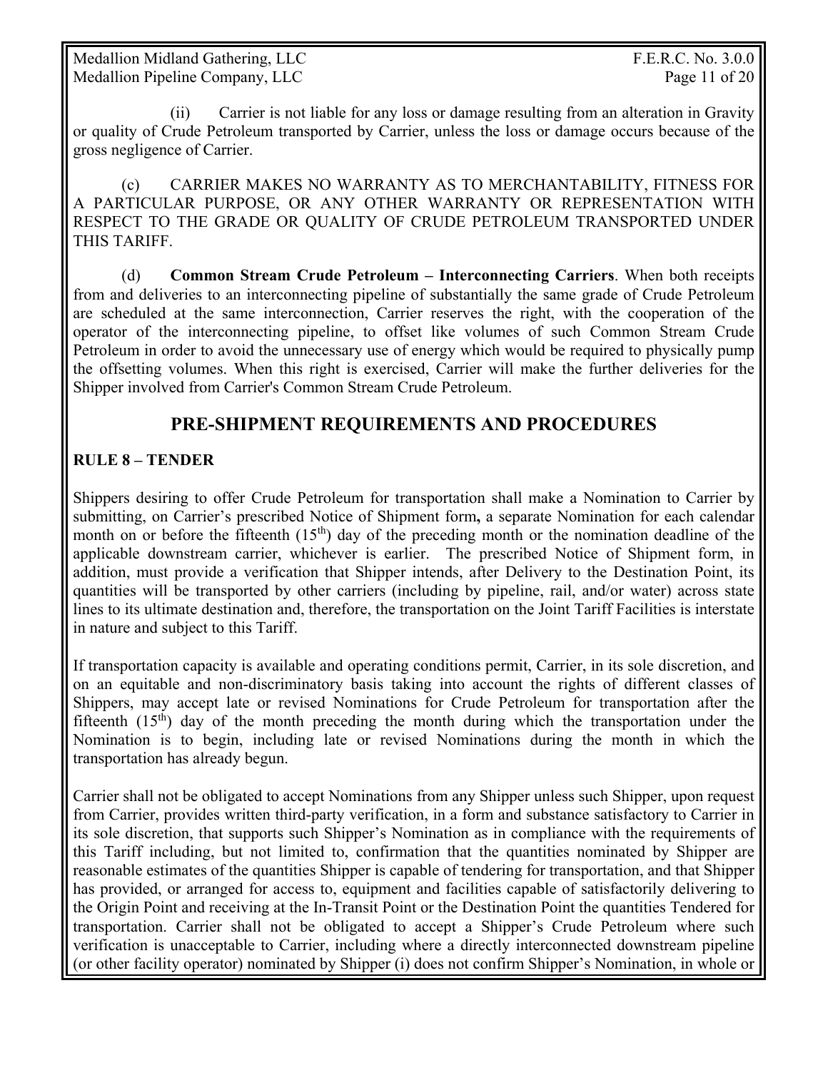(ii) Carrier is not liable for any loss or damage resulting from an alteration in Gravity or quality of Crude Petroleum transported by Carrier, unless the loss or damage occurs because of the gross negligence of Carrier.

(c) CARRIER MAKES NO WARRANTY AS TO MERCHANTABILITY, FITNESS FOR A PARTICULAR PURPOSE, OR ANY OTHER WARRANTY OR REPRESENTATION WITH RESPECT TO THE GRADE OR QUALITY OF CRUDE PETROLEUM TRANSPORTED UNDER THIS TARIFF.

(d) **Common Stream Crude Petroleum – Interconnecting Carriers**. When both receipts from and deliveries to an interconnecting pipeline of substantially the same grade of Crude Petroleum are scheduled at the same interconnection, Carrier reserves the right, with the cooperation of the operator of the interconnecting pipeline, to offset like volumes of such Common Stream Crude Petroleum in order to avoid the unnecessary use of energy which would be required to physically pump the offsetting volumes. When this right is exercised, Carrier will make the further deliveries for the Shipper involved from Carrier's Common Stream Crude Petroleum.

## PRE-SHIPMENT REQUIREMENTS AND PROCEDURES

### RULE 8 – TENDER

Shippers desiring to offer Crude Petroleum for transportation shall make a Nomination to Carrier by submitting, on Carrier's prescribed Notice of Shipment form**,** a separate Nomination for each calendar month on or before the fifteenth (15th) day of the preceding month or the nomination deadline of the applicable downstream carrier, whichever is earlier. The prescribed Notice of Shipment form, in addition, must provide a verification that Shipper intends, after Delivery to the Destination Point, its quantities will be transported by other carriers (including by pipeline, rail, and/or water) across state lines to its ultimate destination and, therefore, the transportation on the Joint Tariff Facilities is interstate in nature and subject to this Tariff.

If transportation capacity is available and operating conditions permit, Carrier, in its sole discretion, and on an equitable and non-discriminatory basis taking into account the rights of different classes of Shippers, may accept late or revised Nominations for Crude Petroleum for transportation after the fifteenth (15th) day of the month preceding the month during which the transportation under the Nomination is to begin, including late or revised Nominations during the month in which the transportation has already begun.

Carrier shall not be obligated to accept Nominations from any Shipper unless such Shipper, upon request from Carrier, provides written third-party verification, in a form and substance satisfactory to Carrier in its sole discretion, that supports such Shipper's Nomination as in compliance with the requirements of this Tariff including, but not limited to, confirmation that the quantities nominated by Shipper are reasonable estimates of the quantities Shipper is capable of tendering for transportation, and that Shipper has provided, or arranged for access to, equipment and facilities capable of satisfactorily delivering to the Origin Point and receiving at the In-Transit Point or the Destination Point the quantities Tendered for transportation. Carrier shall not be obligated to accept a Shipper's Crude Petroleum where such verification is unacceptable to Carrier, including where a directly interconnected downstream pipeline (or other facility operator) nominated by Shipper (i) does not confirm Shipper's Nomination, in whole or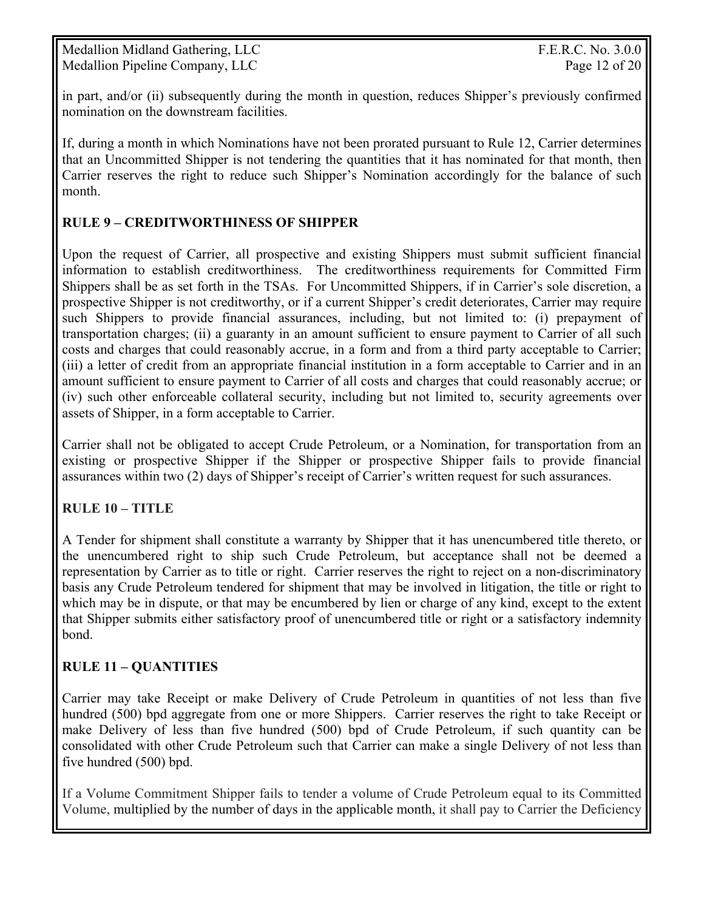in part, and/or (ii) subsequently during the month in question, reduces Shipper's previously confirmed nomination on the downstream facilities.

If, during a month in which Nominations have not been prorated pursuant to Rule 12, Carrier determines that an Uncommitted Shipper is not tendering the quantities that it has nominated for that month, then Carrier reserves the right to reduce such Shipper's Nomination accordingly for the balance of such month.

## RULE 9 – CREDITWORTHINESS OF SHIPPER

Upon the request of Carrier, all prospective and existing Shippers must submit sufficient financial information to establish creditworthiness. The creditworthiness requirements for Committed Firm Shippers shall be as set forth in the TSAs. For Uncommitted Shippers, if in Carrier's sole discretion, a prospective Shipper is not creditworthy, or if a current Shipper's credit deteriorates, Carrier may require such Shippers to provide financial assurances, including, but not limited to: (i) prepayment of transportation charges; (ii) a guaranty in an amount sufficient to ensure payment to Carrier of all such costs and charges that could reasonably accrue, in a form and from a third party acceptable to Carrier; (iii) a letter of credit from an appropriate financial institution in a form acceptable to Carrier and in an amount sufficient to ensure payment to Carrier of all costs and charges that could reasonably accrue; or (iv) such other enforceable collateral security, including but not limited to, security agreements over assets of Shipper, in a form acceptable to Carrier.

Carrier shall not be obligated to accept Crude Petroleum, or a Nomination, for transportation from an existing or prospective Shipper if the Shipper or prospective Shipper fails to provide financial assurances within two (2) days of Shipper's receipt of Carrier's written request for such assurances.

## RULE 10 – TITLE

A Tender for shipment shall constitute a warranty by Shipper that it has unencumbered title thereto, or the unencumbered right to ship such Crude Petroleum, but acceptance shall not be deemed a representation by Carrier as to title or right. Carrier reserves the right to reject on a non-discriminatory basis any Crude Petroleum tendered for shipment that may be involved in litigation, the title or right to which may be in dispute, or that may be encumbered by lien or charge of any kind, except to the extent that Shipper submits either satisfactory proof of unencumbered title or right or a satisfactory indemnity bond.

## RULE 11 – QUANTITIES

Carrier may take Receipt or make Delivery of Crude Petroleum in quantities of not less than five hundred (500) bpd aggregate from one or more Shippers. Carrier reserves the right to take Receipt or make Delivery of less than five hundred (500) bpd of Crude Petroleum, if such quantity can be consolidated with other Crude Petroleum such that Carrier can make a single Delivery of not less than five hundred (500) bpd.

If a Volume Commitment Shipper fails to tender a volume of Crude Petroleum equal to its Committed Volume, multiplied by the number of days in the applicable month, it shall pay to Carrier the Deficiency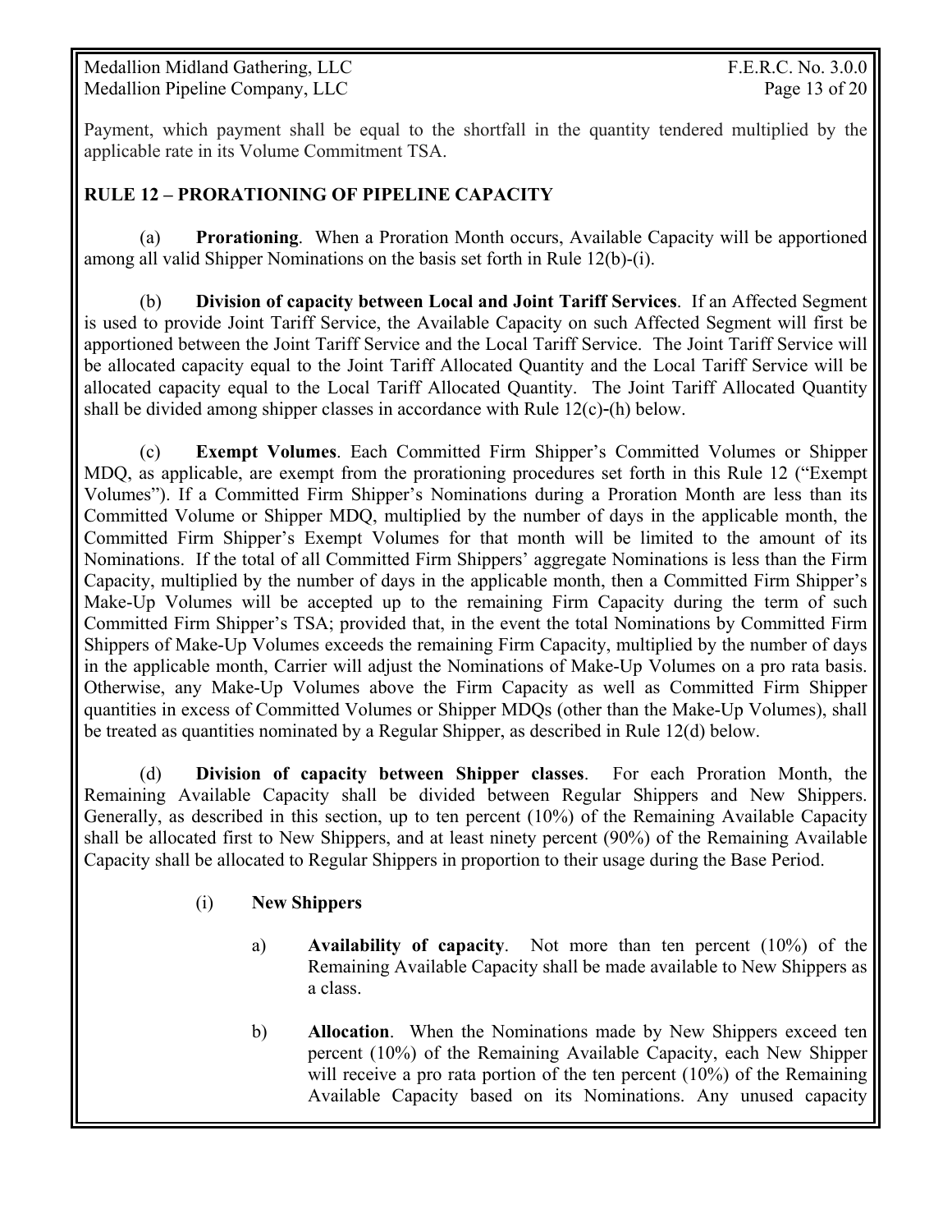Payment, which payment shall be equal to the shortfall in the quantity tendered multiplied by the applicable rate in its Volume Commitment TSA.

**RULE 12 – PRORATIONING OF PIPELINE CAPACITY**

(a) **Prorationing**. When a Proration Month occurs, Available Capacity will be apportioned among all valid Shipper Nominations on the basis set forth in Rule 12(b)-(i).

(b) **Division of capacity between Local and Joint Tariff Services**. If an Affected Segment is used to provide Joint Tariff Service, the Available Capacity on such Affected Segment will first be apportioned between the Joint Tariff Service and the Local Tariff Service. The Joint Tariff Service will be allocated capacity equal to the Joint Tariff Allocated Quantity and the Local Tariff Service will be allocated capacity equal to the Local Tariff Allocated Quantity. The Joint Tariff Allocated Quantity shall be divided among shipper classes in accordance with Rule 12(c)-(h) below.

(c) **Exempt Volumes**. Each Committed Firm Shipper's Committed Volumes or Shipper MDQ, as applicable, are exempt from the prorationing procedures set forth in this Rule 12 ("Exempt Volumes"). If a Committed Firm Shipper's Nominations during a Proration Month are less than its Committed Volume or Shipper MDQ, multiplied by the number of days in the applicable month, the Committed Firm Shipper's Exempt Volumes for that month will be limited to the amount of its Nominations. If the total of all Committed Firm Shippers' aggregate Nominations is less than the Firm Capacity, multiplied by the number of days in the applicable month, then a Committed Firm Shipper's Make-Up Volumes will be accepted up to the remaining Firm Capacity during the term of such Committed Firm Shipper's TSA; provided that, in the event the total Nominations by Committed Firm Shippers of Make-Up Volumes exceeds the remaining Firm Capacity, multiplied by the number of days in the applicable month, Carrier will adjust the Nominations of Make-Up Volumes on a pro rata basis. Otherwise, any Make-Up Volumes above the Firm Capacity as well as Committed Firm Shipper quantities in excess of Committed Volumes or Shipper MDQs (other than the Make-Up Volumes), shall be treated as quantities nominated by a Regular Shipper, as described in Rule 12(d) below.

(d) **Division of capacity between Shipper classes**. For each Proration Month, the Remaining Available Capacity shall be divided between Regular Shippers and New Shippers. Generally, as described in this section, up to ten percent (10%) of the Remaining Available Capacity shall be allocated first to New Shippers, and at least ninety percent (90%) of the Remaining Available Capacity shall be allocated to Regular Shippers in proportion to their usage during the Base Period.

(i) **New Shippers**

a) **Availability of capacity**. Not more than ten percent (10%) of the Remaining Available Capacity shall be made available to New Shippers as a class.

b) **Allocation**. When the Nominations made by New Shippers exceed ten percent (10%) of the Remaining Available Capacity, each New Shipper will receive a pro rata portion of the ten percent (10%) of the Remaining Available Capacity based on its Nominations. Any unused capacity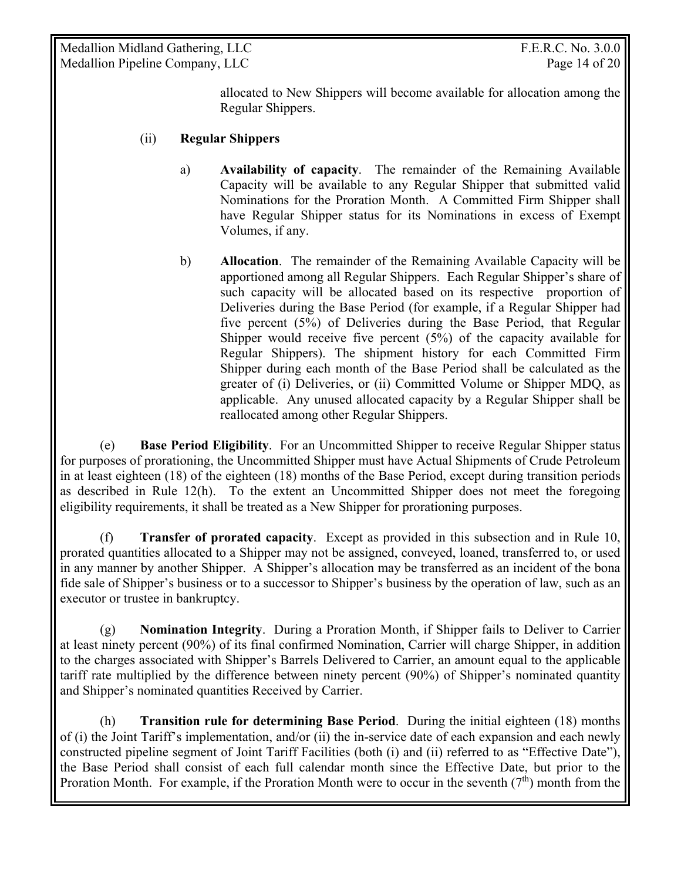allocated to New Shippers will become available for allocation among the Regular Shippers.

(ii) **Regular Shippers**

a) **Availability of capacity**. The remainder of the Remaining Available Capacity will be available to any Regular Shipper that submitted valid Nominations for the Proration Month. A Committed Firm Shipper shall have Regular Shipper status for its Nominations in excess of Exempt Volumes, if any.

b) **Allocation**. The remainder of the Remaining Available Capacity will be apportioned among all Regular Shippers. Each Regular Shipper's share of such capacity will be allocated based on its respective proportion of Deliveries during the Base Period (for example, if a Regular Shipper had five percent (5%) of Deliveries during the Base Period, that Regular Shipper would receive five percent (5%) of the capacity available for Regular Shippers). The shipment history for each Committed Firm Shipper during each month of the Base Period shall be calculated as the greater of (i) Deliveries, or (ii) Committed Volume or Shipper MDQ, as applicable. Any unused allocated capacity by a Regular Shipper shall be reallocated among other Regular Shippers.

(e) **Base Period Eligibility**. For an Uncommitted Shipper to receive Regular Shipper status for purposes of prorationing, the Uncommitted Shipper must have Actual Shipments of Crude Petroleum in at least eighteen (18) of the eighteen (18) months of the Base Period, except during transition periods as described in Rule 12(h). To the extent an Uncommitted Shipper does not meet the foregoing eligibility requirements, it shall be treated as a New Shipper for prorationing purposes.

(f) **Transfer of prorated capacity**. Except as provided in this subsection and in Rule 10, prorated quantities allocated to a Shipper may not be assigned, conveyed, loaned, transferred to, or used in any manner by another Shipper. A Shipper's allocation may be transferred as an incident of the bona fide sale of Shipper's business or to a successor to Shipper's business by the operation of law, such as an executor or trustee in bankruptcy.

(g) **Nomination Integrity**. During a Proration Month, if Shipper fails to Deliver to Carrier at least ninety percent (90%) of its final confirmed Nomination, Carrier will charge Shipper, in addition to the charges associated with Shipper's Barrels Delivered to Carrier, an amount equal to the applicable tariff rate multiplied by the difference between ninety percent (90%) of Shipper's nominated quantity and Shipper's nominated quantities Received by Carrier.

(h) **Transition rule for determining Base Period**. During the initial eighteen (18) months of (i) the Joint Tariff's implementation, and/or (ii) the in-service date of each expansion and each newly constructed pipeline segment of Joint Tariff Facilities (both (i) and (ii) referred to as "Effective Date"), the Base Period shall consist of each full calendar month since the Effective Date, but prior to the Proration Month. For example, if the Proration Month were to occur in the seventh ($7^{th}$) month from the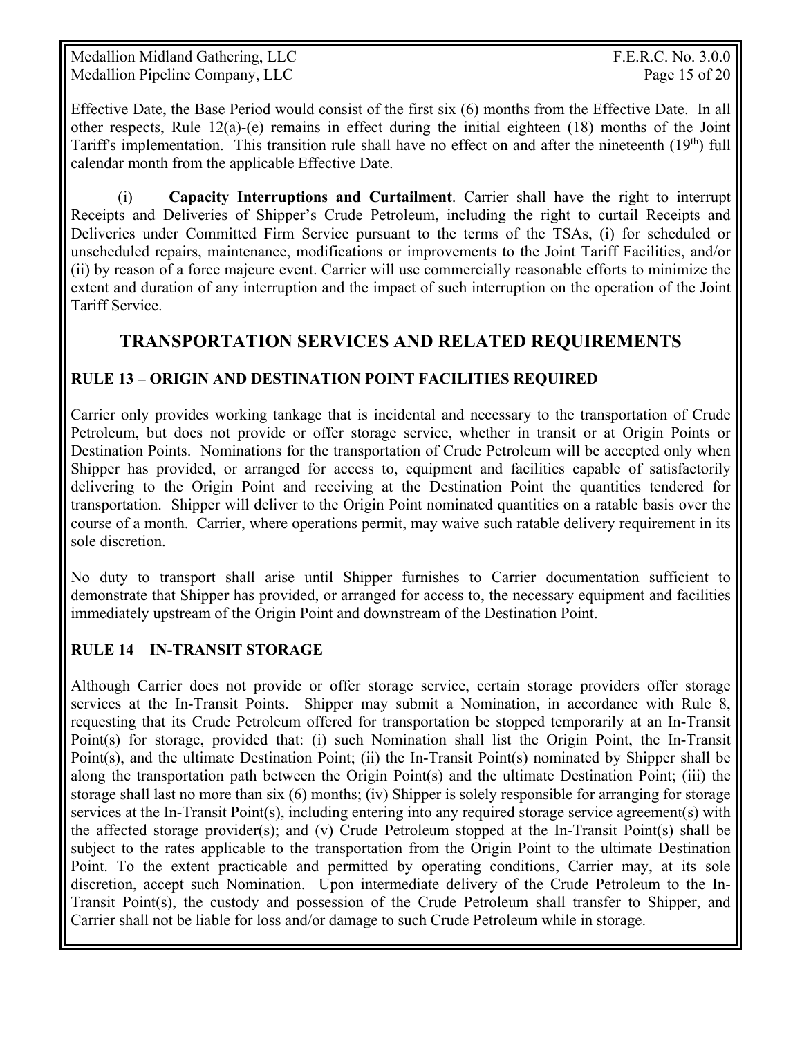Effective Date, the Base Period would consist of the first six (6) months from the Effective Date. In all other respects, Rule 12(a)-(e) remains in effect during the initial eighteen (18) months of the Joint Tariff's implementation. This transition rule shall have no effect on and after the nineteenth ($19^{th}$) full calendar month from the applicable Effective Date.

(i) **Capacity Interruptions and Curtailment**. Carrier shall have the right to interrupt Receipts and Deliveries of Shipper's Crude Petroleum, including the right to curtail Receipts and Deliveries under Committed Firm Service pursuant to the terms of the TSAs, (i) for scheduled or unscheduled repairs, maintenance, modifications or improvements to the Joint Tariff Facilities, and/or (ii) by reason of a force majeure event. Carrier will use commercially reasonable efforts to minimize the extent and duration of any interruption and the impact of such interruption on the operation of the Joint Tariff Service.

## TRANSPORTATION SERVICES AND RELATED REQUIREMENTS

### RULE 13 – ORIGIN AND DESTINATION POINT FACILITIES REQUIRED

Carrier only provides working tankage that is incidental and necessary to the transportation of Crude Petroleum, but does not provide or offer storage service, whether in transit or at Origin Points or Destination Points. Nominations for the transportation of Crude Petroleum will be accepted only when Shipper has provided, or arranged for access to, equipment and facilities capable of satisfactorily delivering to the Origin Point and receiving at the Destination Point the quantities tendered for transportation. Shipper will deliver to the Origin Point nominated quantities on a ratable basis over the course of a month. Carrier, where operations permit, may waive such ratable delivery requirement in its sole discretion.

No duty to transport shall arise until Shipper furnishes to Carrier documentation sufficient to demonstrate that Shipper has provided, or arranged for access to, the necessary equipment and facilities immediately upstream of the Origin Point and downstream of the Destination Point.

### RULE 14 – IN-TRANSIT STORAGE

Although Carrier does not provide or offer storage service, certain storage providers offer storage services at the In-Transit Points. Shipper may submit a Nomination, in accordance with Rule 8, requesting that its Crude Petroleum offered for transportation be stopped temporarily at an In-Transit Point(s) for storage, provided that: (i) such Nomination shall list the Origin Point, the In-Transit Point(s), and the ultimate Destination Point; (ii) the In-Transit Point(s) nominated by Shipper shall be along the transportation path between the Origin Point(s) and the ultimate Destination Point; (iii) the storage shall last no more than six (6) months; (iv) Shipper is solely responsible for arranging for storage services at the In-Transit Point(s), including entering into any required storage service agreement(s) with the affected storage provider(s); and (v) Crude Petroleum stopped at the In-Transit Point(s) shall be subject to the rates applicable to the transportation from the Origin Point to the ultimate Destination Point. To the extent practicable and permitted by operating conditions, Carrier may, at its sole discretion, accept such Nomination. Upon intermediate delivery of the Crude Petroleum to the In-Transit Point(s), the custody and possession of the Crude Petroleum shall transfer to Shipper, and Carrier shall not be liable for loss and/or damage to such Crude Petroleum while in storage.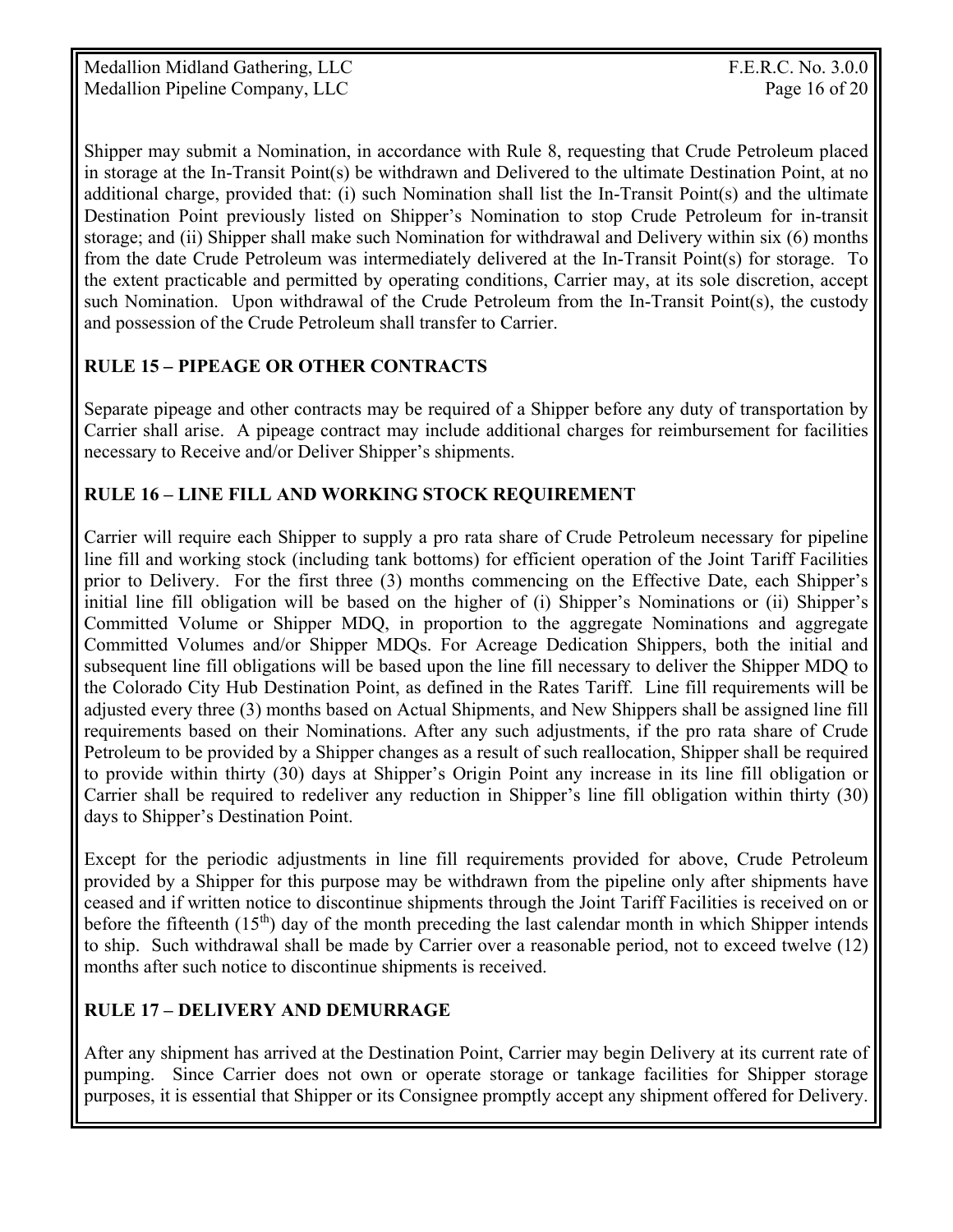Shipper may submit a Nomination, in accordance with Rule 8, requesting that Crude Petroleum placed in storage at the In-Transit Point(s) be withdrawn and Delivered to the ultimate Destination Point, at no additional charge, provided that: (i) such Nomination shall list the In-Transit Point(s) and the ultimate Destination Point previously listed on Shipper's Nomination to stop Crude Petroleum for in-transit storage; and (ii) Shipper shall make such Nomination for withdrawal and Delivery within six (6) months from the date Crude Petroleum was intermediately delivered at the In-Transit Point(s) for storage. To the extent practicable and permitted by operating conditions, Carrier may, at its sole discretion, accept such Nomination. Upon withdrawal of the Crude Petroleum from the In-Transit Point(s), the custody and possession of the Crude Petroleum shall transfer to Carrier.

## RULE 15 – PIPEAGE OR OTHER CONTRACTS

Separate pipeage and other contracts may be required of a Shipper before any duty of transportation by Carrier shall arise. A pipeage contract may include additional charges for reimbursement for facilities necessary to Receive and/or Deliver Shipper's shipments.

## RULE 16 – LINE FILL AND WORKING STOCK REQUIREMENT

Carrier will require each Shipper to supply a pro rata share of Crude Petroleum necessary for pipeline line fill and working stock (including tank bottoms) for efficient operation of the Joint Tariff Facilities prior to Delivery. For the first three (3) months commencing on the Effective Date, each Shipper's initial line fill obligation will be based on the higher of (i) Shipper's Nominations or (ii) Shipper's Committed Volume or Shipper MDQ, in proportion to the aggregate Nominations and aggregate Committed Volumes and/or Shipper MDQs. For Acreage Dedication Shippers, both the initial and subsequent line fill obligations will be based upon the line fill necessary to deliver the Shipper MDQ to the Colorado City Hub Destination Point, as defined in the Rates Tariff. Line fill requirements will be adjusted every three (3) months based on Actual Shipments, and New Shippers shall be assigned line fill requirements based on their Nominations. After any such adjustments, if the pro rata share of Crude Petroleum to be provided by a Shipper changes as a result of such reallocation, Shipper shall be required to provide within thirty (30) days at Shipper's Origin Point any increase in its line fill obligation or Carrier shall be required to redeliver any reduction in Shipper's line fill obligation within thirty (30) days to Shipper's Destination Point.

Except for the periodic adjustments in line fill requirements provided for above, Crude Petroleum provided by a Shipper for this purpose may be withdrawn from the pipeline only after shipments have ceased and if written notice to discontinue shipments through the Joint Tariff Facilities is received on or before the fifteenth (15th) day of the month preceding the last calendar month in which Shipper intends to ship. Such withdrawal shall be made by Carrier over a reasonable period, not to exceed twelve (12) months after such notice to discontinue shipments is received.

## RULE 17 – DELIVERY AND DEMURRAGE

After any shipment has arrived at the Destination Point, Carrier may begin Delivery at its current rate of pumping. Since Carrier does not own or operate storage or tankage facilities for Shipper storage purposes, it is essential that Shipper or its Consignee promptly accept any shipment offered for Delivery.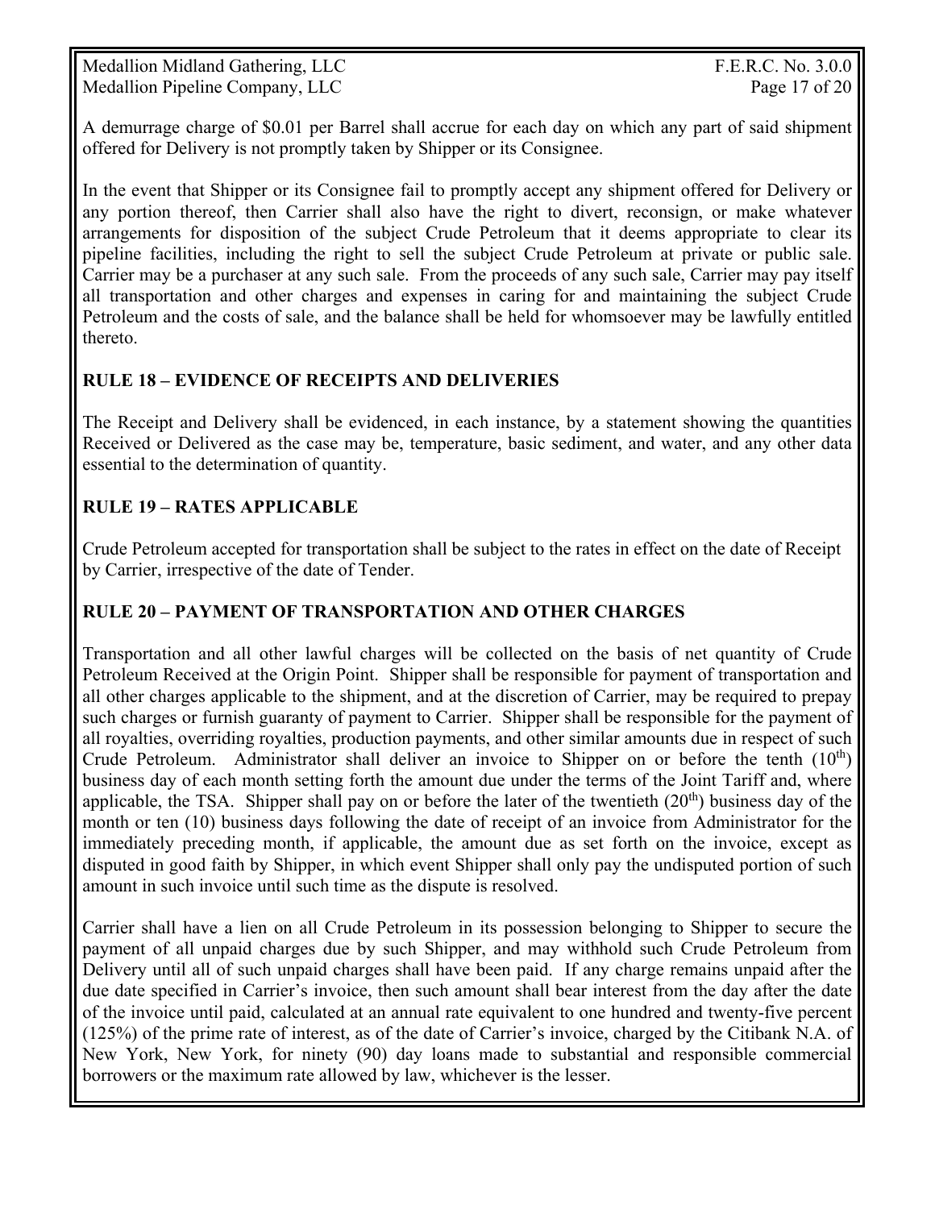A demurrage charge of $0.01 per Barrel shall accrue for each day on which any part of said shipment offered for Delivery is not promptly taken by Shipper or its Consignee.

In the event that Shipper or its Consignee fail to promptly accept any shipment offered for Delivery or any portion thereof, then Carrier shall also have the right to divert, reconsign, or make whatever arrangements for disposition of the subject Crude Petroleum that it deems appropriate to clear its pipeline facilities, including the right to sell the subject Crude Petroleum at private or public sale. Carrier may be a purchaser at any such sale. From the proceeds of any such sale, Carrier may pay itself all transportation and other charges and expenses in caring for and maintaining the subject Crude Petroleum and the costs of sale, and the balance shall be held for whomsoever may be lawfully entitled thereto.

## RULE 18 – EVIDENCE OF RECEIPTS AND DELIVERIES

The Receipt and Delivery shall be evidenced, in each instance, by a statement showing the quantities Received or Delivered as the case may be, temperature, basic sediment, and water, and any other data essential to the determination of quantity.

## RULE 19 – RATES APPLICABLE

Crude Petroleum accepted for transportation shall be subject to the rates in effect on the date of Receipt by Carrier, irrespective of the date of Tender.

## RULE 20 – PAYMENT OF TRANSPORTATION AND OTHER CHARGES

Transportation and all other lawful charges will be collected on the basis of net quantity of Crude Petroleum Received at the Origin Point. Shipper shall be responsible for payment of transportation and all other charges applicable to the shipment, and at the discretion of Carrier, may be required to prepay such charges or furnish guaranty of payment to Carrier. Shipper shall be responsible for the payment of all royalties, overriding royalties, production payments, and other similar amounts due in respect of such Crude Petroleum. Administrator shall deliver an invoice to Shipper on or before the tenth (10th) business day of each month setting forth the amount due under the terms of the Joint Tariff and, where applicable, the TSA. Shipper shall pay on or before the later of the twentieth (20th) business day of the month or ten (10) business days following the date of receipt of an invoice from Administrator for the immediately preceding month, if applicable, the amount due as set forth on the invoice, except as disputed in good faith by Shipper, in which event Shipper shall only pay the undisputed portion of such amount in such invoice until such time as the dispute is resolved.

Carrier shall have a lien on all Crude Petroleum in its possession belonging to Shipper to secure the payment of all unpaid charges due by such Shipper, and may withhold such Crude Petroleum from Delivery until all of such unpaid charges shall have been paid. If any charge remains unpaid after the due date specified in Carrier's invoice, then such amount shall bear interest from the day after the date of the invoice until paid, calculated at an annual rate equivalent to one hundred and twenty-five percent (125%) of the prime rate of interest, as of the date of Carrier's invoice, charged by the Citibank N.A. of New York, New York, for ninety (90) day loans made to substantial and responsible commercial borrowers or the maximum rate allowed by law, whichever is the lesser.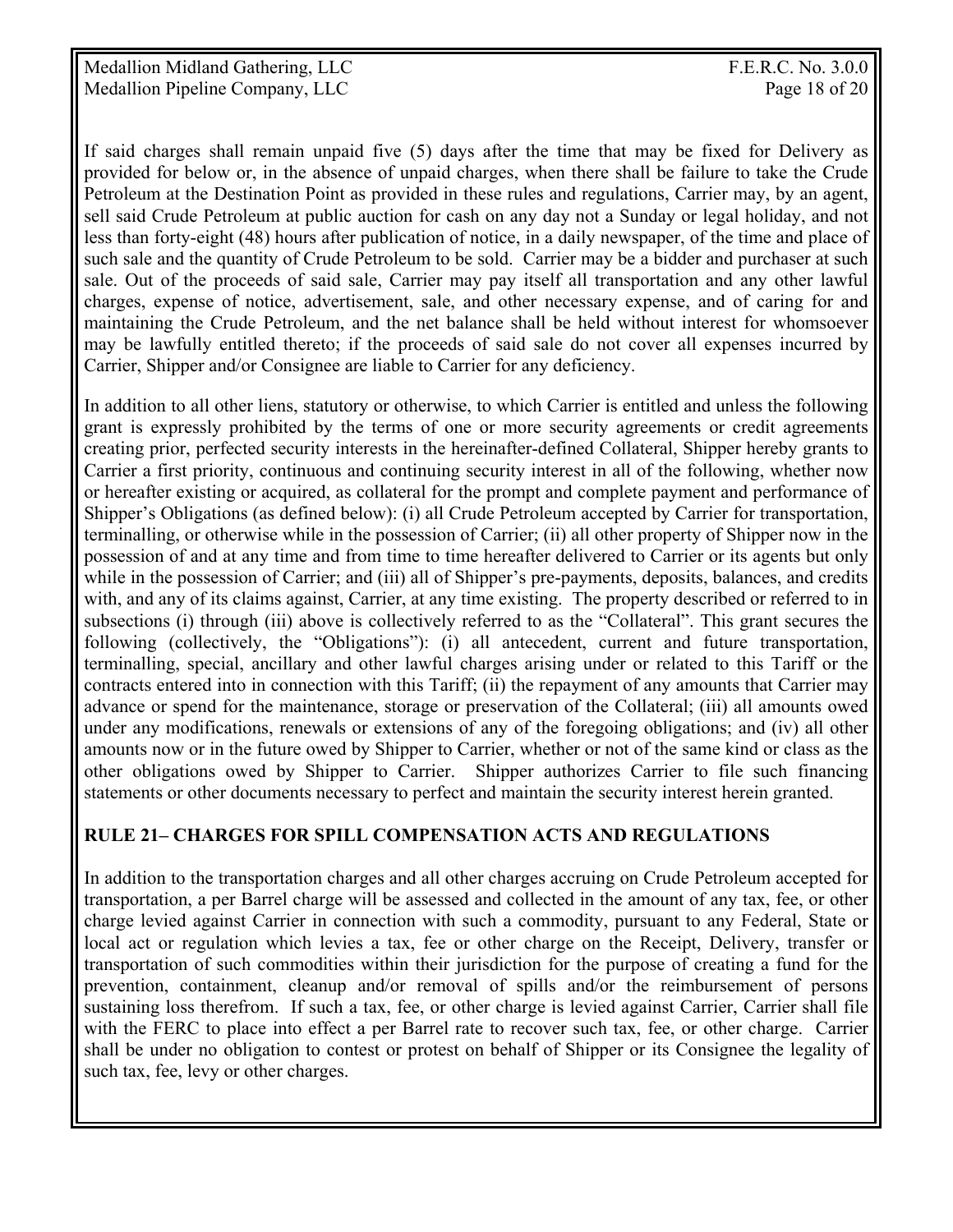If said charges shall remain unpaid five (5) days after the time that may be fixed for Delivery as provided for below or, in the absence of unpaid charges, when there shall be failure to take the Crude Petroleum at the Destination Point as provided in these rules and regulations, Carrier may, by an agent, sell said Crude Petroleum at public auction for cash on any day not a Sunday or legal holiday, and not less than forty-eight (48) hours after publication of notice, in a daily newspaper, of the time and place of such sale and the quantity of Crude Petroleum to be sold. Carrier may be a bidder and purchaser at such sale. Out of the proceeds of said sale, Carrier may pay itself all transportation and any other lawful charges, expense of notice, advertisement, sale, and other necessary expense, and of caring for and maintaining the Crude Petroleum, and the net balance shall be held without interest for whomsoever may be lawfully entitled thereto; if the proceeds of said sale do not cover all expenses incurred by Carrier, Shipper and/or Consignee are liable to Carrier for any deficiency.

In addition to all other liens, statutory or otherwise, to which Carrier is entitled and unless the following grant is expressly prohibited by the terms of one or more security agreements or credit agreements creating prior, perfected security interests in the hereinafter-defined Collateral, Shipper hereby grants to Carrier a first priority, continuous and continuing security interest in all of the following, whether now or hereafter existing or acquired, as collateral for the prompt and complete payment and performance of Shipper's Obligations (as defined below): (i) all Crude Petroleum accepted by Carrier for transportation, terminalling, or otherwise while in the possession of Carrier; (ii) all other property of Shipper now in the possession of and at any time and from time to time hereafter delivered to Carrier or its agents but only while in the possession of Carrier; and (iii) all of Shipper's pre-payments, deposits, balances, and credits with, and any of its claims against, Carrier, at any time existing. The property described or referred to in subsections (i) through (iii) above is collectively referred to as the "Collateral". This grant secures the following (collectively, the "Obligations"): (i) all antecedent, current and future transportation, terminalling, special, ancillary and other lawful charges arising under or related to this Tariff or the contracts entered into in connection with this Tariff; (ii) the repayment of any amounts that Carrier may advance or spend for the maintenance, storage or preservation of the Collateral; (iii) all amounts owed under any modifications, renewals or extensions of any of the foregoing obligations; and (iv) all other amounts now or in the future owed by Shipper to Carrier, whether or not of the same kind or class as the other obligations owed by Shipper to Carrier. Shipper authorizes Carrier to file such financing statements or other documents necessary to perfect and maintain the security interest herein granted.

## RULE 21– CHARGES FOR SPILL COMPENSATION ACTS AND REGULATIONS

In addition to the transportation charges and all other charges accruing on Crude Petroleum accepted for transportation, a per Barrel charge will be assessed and collected in the amount of any tax, fee, or other charge levied against Carrier in connection with such a commodity, pursuant to any Federal, State or local act or regulation which levies a tax, fee or other charge on the Receipt, Delivery, transfer or transportation of such commodities within their jurisdiction for the purpose of creating a fund for the prevention, containment, cleanup and/or removal of spills and/or the reimbursement of persons sustaining loss therefrom. If such a tax, fee, or other charge is levied against Carrier, Carrier shall file with the FERC to place into effect a per Barrel rate to recover such tax, fee, or other charge. Carrier shall be under no obligation to contest or protest on behalf of Shipper or its Consignee the legality of such tax, fee, levy or other charges.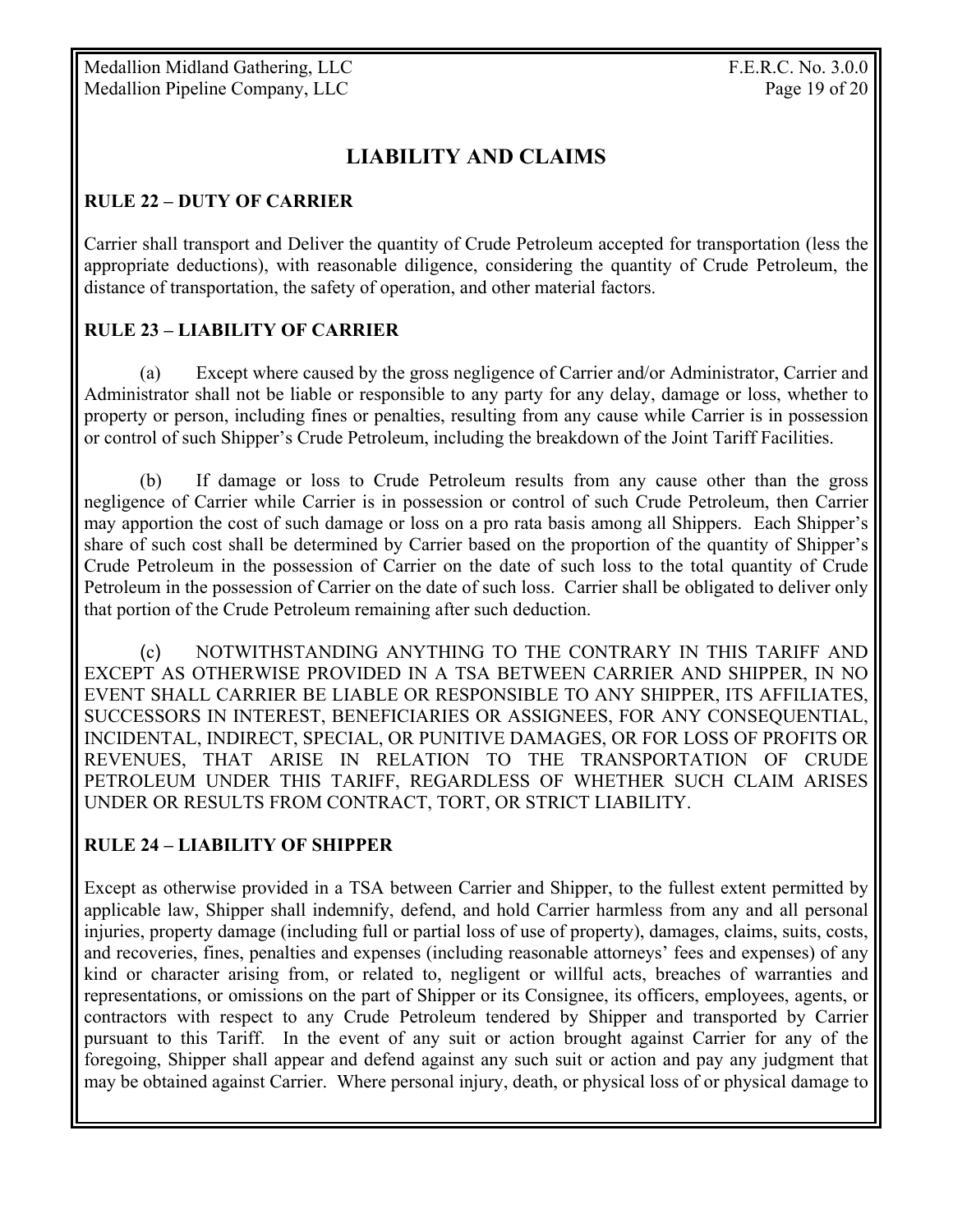# LIABILITY AND CLAIMS

## RULE 22 – DUTY OF CARRIER

Carrier shall transport and Deliver the quantity of Crude Petroleum accepted for transportation (less the appropriate deductions), with reasonable diligence, considering the quantity of Crude Petroleum, the distance of transportation, the safety of operation, and other material factors.

## RULE 23 – LIABILITY OF CARRIER

(a) Except where caused by the gross negligence of Carrier and/or Administrator, Carrier and Administrator shall not be liable or responsible to any party for any delay, damage or loss, whether to property or person, including fines or penalties, resulting from any cause while Carrier is in possession or control of such Shipper's Crude Petroleum, including the breakdown of the Joint Tariff Facilities.

(b) If damage or loss to Crude Petroleum results from any cause other than the gross negligence of Carrier while Carrier is in possession or control of such Crude Petroleum, then Carrier may apportion the cost of such damage or loss on a pro rata basis among all Shippers. Each Shipper's share of such cost shall be determined by Carrier based on the proportion of the quantity of Shipper's Crude Petroleum in the possession of Carrier on the date of such loss to the total quantity of Crude Petroleum in the possession of Carrier on the date of such loss. Carrier shall be obligated to deliver only that portion of the Crude Petroleum remaining after such deduction.

(c) NOTWITHSTANDING ANYTHING TO THE CONTRARY IN THIS TARIFF AND EXCEPT AS OTHERWISE PROVIDED IN A TSA BETWEEN CARRIER AND SHIPPER, IN NO EVENT SHALL CARRIER BE LIABLE OR RESPONSIBLE TO ANY SHIPPER, ITS AFFILIATES, SUCCESSORS IN INTEREST, BENEFICIARIES OR ASSIGNEES, FOR ANY CONSEQUENTIAL, INCIDENTAL, INDIRECT, SPECIAL, OR PUNITIVE DAMAGES, OR FOR LOSS OF PROFITS OR REVENUES, THAT ARISE IN RELATION TO THE TRANSPORTATION OF CRUDE PETROLEUM UNDER THIS TARIFF, REGARDLESS OF WHETHER SUCH CLAIM ARISES UNDER OR RESULTS FROM CONTRACT, TORT, OR STRICT LIABILITY.

## RULE 24 – LIABILITY OF SHIPPER

Except as otherwise provided in a TSA between Carrier and Shipper, to the fullest extent permitted by applicable law, Shipper shall indemnify, defend, and hold Carrier harmless from any and all personal injuries, property damage (including full or partial loss of use of property), damages, claims, suits, costs, and recoveries, fines, penalties and expenses (including reasonable attorneys' fees and expenses) of any kind or character arising from, or related to, negligent or willful acts, breaches of warranties and representations, or omissions on the part of Shipper or its Consignee, its officers, employees, agents, or contractors with respect to any Crude Petroleum tendered by Shipper and transported by Carrier pursuant to this Tariff. In the event of any suit or action brought against Carrier for any of the foregoing, Shipper shall appear and defend against any such suit or action and pay any judgment that may be obtained against Carrier. Where personal injury, death, or physical loss of or physical damage to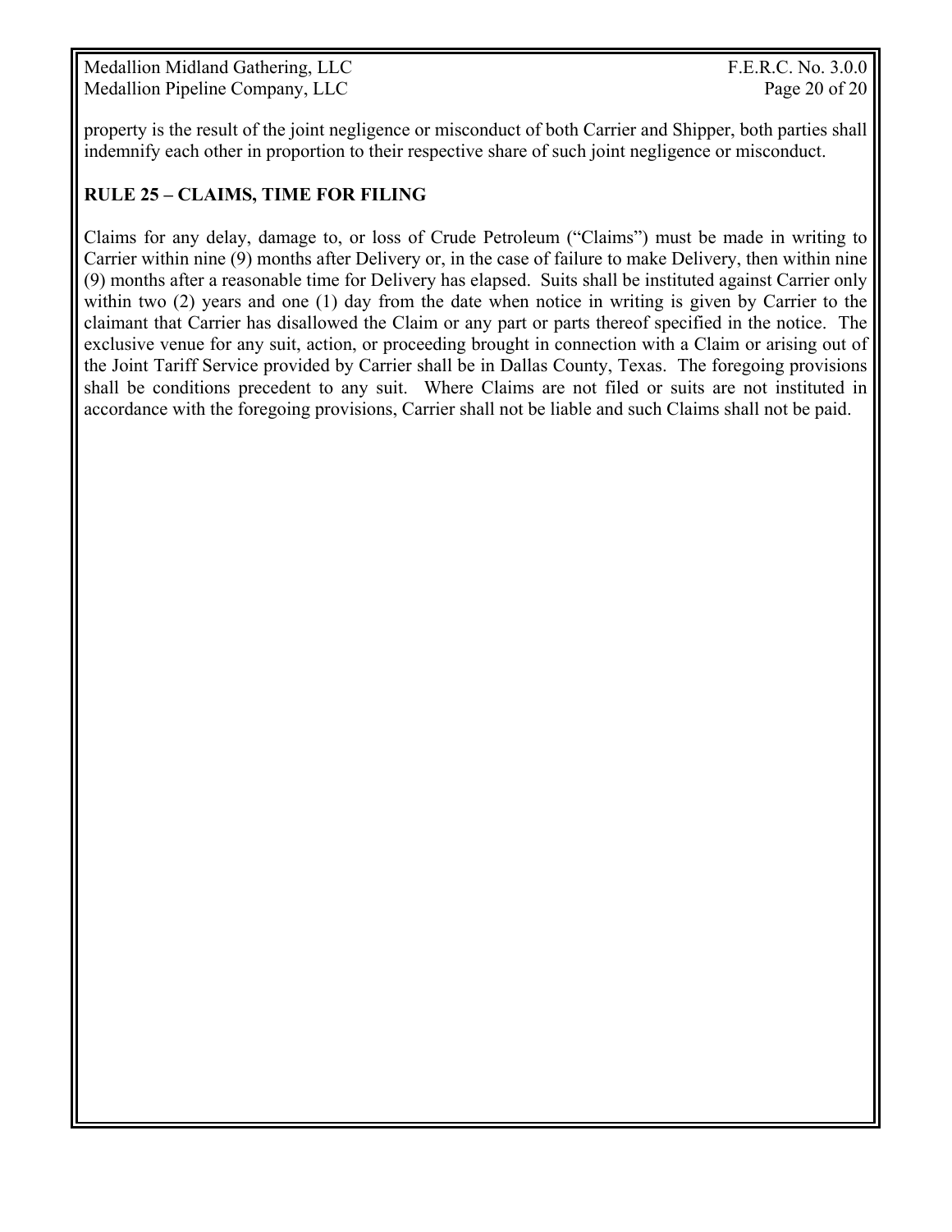property is the result of the joint negligence or misconduct of both Carrier and Shipper, both parties shall indemnify each other in proportion to their respective share of such joint negligence or misconduct.

## RULE 25 – CLAIMS, TIME FOR FILING

Claims for any delay, damage to, or loss of Crude Petroleum ("Claims") must be made in writing to Carrier within nine (9) months after Delivery or, in the case of failure to make Delivery, then within nine (9) months after a reasonable time for Delivery has elapsed. Suits shall be instituted against Carrier only within two (2) years and one (1) day from the date when notice in writing is given by Carrier to the claimant that Carrier has disallowed the Claim or any part or parts thereof specified in the notice. The exclusive venue for any suit, action, or proceeding brought in connection with a Claim or arising out of the Joint Tariff Service provided by Carrier shall be in Dallas County, Texas. The foregoing provisions shall be conditions precedent to any suit. Where Claims are not filed or suits are not instituted in accordance with the foregoing provisions, Carrier shall not be liable and such Claims shall not be paid.